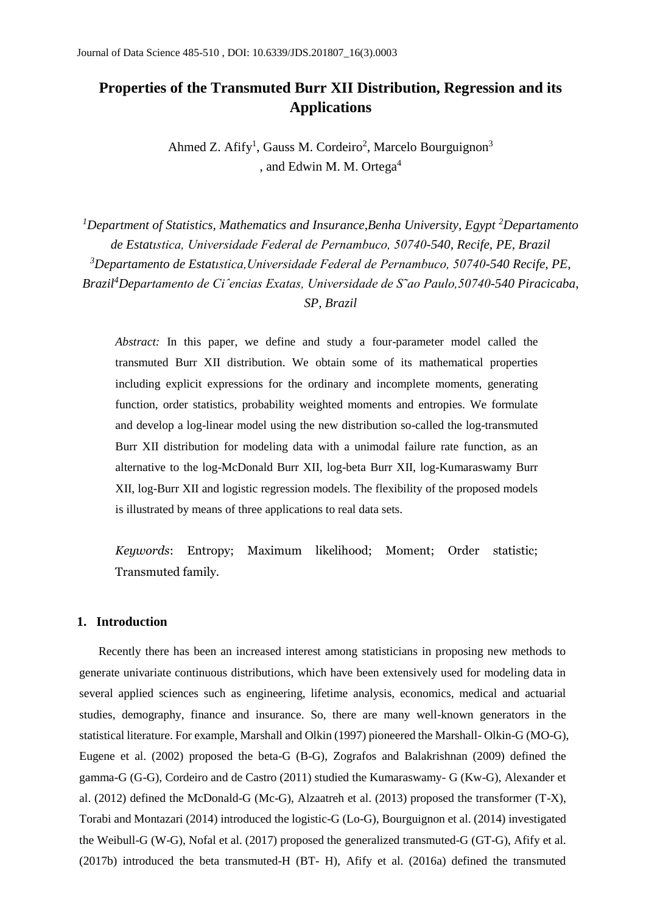# Properties of the Transmuted Burr XII Distribution, Regression and its Applications

Ahmed Z. Afify[1], Gauss M. Cordeiro[2], Marcelo Bourguignon[3], and Edwin M. M. Ortega[4]

*[1]Department of Statistics, Mathematics and Insurance, Benha University, Egypt [2]Departamento de Estatıstica, Universidade Federal de Pernambuco, 50740-540, Recife, PE, Brazil [3]Departamento de Estatıstica, Universidade Federal de Pernambuco, 50740-540 Recife, PE, Brazil [4]Departamento de Ciˆencias Exatas, Universidade de S˜ao Paulo, 50740-540 Piracicaba, SP, Brazil*

*Abstract:* In this paper, we define and study a four-parameter model called the transmuted Burr XII distribution. We obtain some of its mathematical properties including explicit expressions for the ordinary and incomplete moments, generating function, order statistics, probability weighted moments and entropies. We formulate and develop a log-linear model using the new distribution so-called the log-transmuted Burr XII distribution for modeling data with a unimodal failure rate function, as an alternative to the log-McDonald Burr XII, log-beta Burr XII, log-Kumaraswamy Burr XII, log-Burr XII and logistic regression models. The flexibility of the proposed models is illustrated by means of three applications to real data sets.

*Keywords*: Entropy; Maximum likelihood; Moment; Order statistic; Transmuted family.

## 1. Introduction

Recently there has been an increased interest among statisticians in proposing new methods to generate univariate continuous distributions, which have been extensively used for modeling data in several applied sciences such as engineering, lifetime analysis, economics, medical and actuarial studies, demography, finance and insurance. So, there are many well-known generators in the statistical literature. For example, Marshall and Olkin (1997) pioneered the Marshall- Olkin-G (MO-G), Eugene et al. (2002) proposed the beta-G (B-G), Zografos and Balakrishnan (2009) defined the gamma-G (G-G), Cordeiro and de Castro (2011) studied the Kumaraswamy- G (Kw-G), Alexander et al. (2012) defined the McDonald-G (Mc-G), Alzaatreh et al. (2013) proposed the transformer (T-X), Torabi and Montazari (2014) introduced the logistic-G (Lo-G), Bourguignon et al. (2014) investigated the Weibull-G (W-G), Nofal et al. (2017) proposed the generalized transmuted-G (GT-G), Afify et al. (2017b) introduced the beta transmuted-H (BT- H), Afify et al. (2016a) defined the transmuted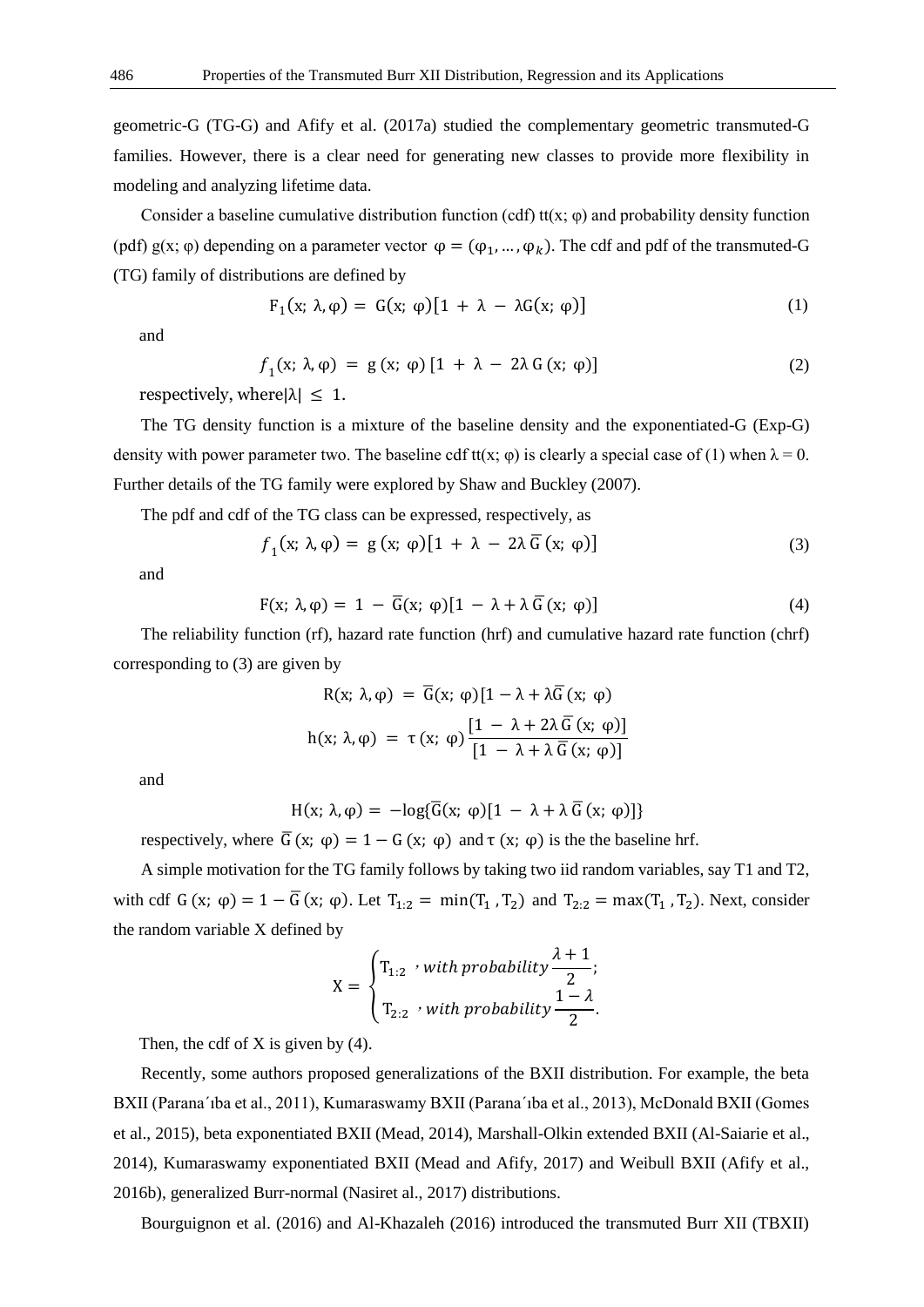geometric-G (TG-G) and Afify et al. (2017a) studied the complementary geometric transmuted-G families. However, there is a clear need for generating new classes to provide more flexibility in modeling and analyzing lifetime data.

Consider a baseline cumulative distribution function (cdf) tt(x; φ) and probability density function (pdf) g(x; φ) depending on a parameter vector $\varphi = (\varphi_1, \dots, \varphi_k)$. The cdf and pdf of the transmuted-G (TG) family of distributions are defined by

$$F_1(x;\ \lambda, \varphi) = G(x;\ \varphi)[1 + \lambda - \lambda G(x;\ \varphi)] \tag{1}$$

and

$$f_1(x;\ \lambda, \varphi) = g(x;\ \varphi)\,[1 + \lambda - 2\lambda\, G(x;\ \varphi)] \tag{2}$$

respectively, where $|\lambda| \leq 1$.

The TG density function is a mixture of the baseline density and the exponentiated-G (Exp-G) density with power parameter two. The baseline cdf tt(x; φ) is clearly a special case of (1) when λ = 0. Further details of the TG family were explored by Shaw and Buckley (2007).

The pdf and cdf of the TG class can be expressed, respectively, as

$$f_1(x;\ \lambda, \varphi) = g(x;\ \varphi)[1 + \lambda - 2\lambda\, \bar{G}(x;\ \varphi)] \tag{3}$$

and

$$F(x;\ \lambda, \varphi) = 1 - \bar{G}(x;\ \varphi)[1 - \lambda + \lambda\, \bar{G}(x;\ \varphi)] \tag{4}$$

The reliability function (rf), hazard rate function (hrf) and cumulative hazard rate function (chrf) corresponding to (3) are given by

$$R(x;\ \lambda, \varphi) = \bar{G}(x;\ \varphi)[1 - \lambda + \lambda \bar{G}(x;\ \varphi)$$

$$h(x;\ \lambda, \varphi) = \tau(x;\ \varphi)\frac{[1 - \lambda + 2\lambda\, \bar{G}(x;\ \varphi)]}{[1 - \lambda + \lambda\, \bar{G}(x;\ \varphi)]}$$

and

$$H(x;\ \lambda, \varphi) = -\log\{\bar{G}(x;\ \varphi)[1 - \lambda + \lambda\, \bar{G}(x;\ \varphi)]\}$$

respectively, where $\bar{G}(x;\ \varphi) = 1 - G(x;\ \varphi)$ and $\tau(x;\ \varphi)$ is the the baseline hrf.

A simple motivation for the TG family follows by taking two iid random variables, say T1 and T2, with cdf $G(x;\ \varphi) = 1 - \bar{G}(x;\ \varphi)$. Let $T_{1:2} = \min(T_1, T_2)$ and $T_{2:2} = \max(T_1, T_2)$. Next, consider the random variable X defined by

$$X = \begin{cases} T_{1:2} \ , \textit{with probability}\ \dfrac{\lambda + 1}{2}; \\ T_{2:2} \ , \textit{with probability}\ \dfrac{1 - \lambda}{2}. \end{cases}$$

Then, the cdf of X is given by (4).

Recently, some authors proposed generalizations of the BXII distribution. For example, the beta BXII (Parana´ıba et al., 2011), Kumaraswamy BXII (Parana´ıba et al., 2013), McDonald BXII (Gomes et al., 2015), beta exponentiated BXII (Mead, 2014), Marshall-Olkin extended BXII (Al-Saiarie et al., 2014), Kumaraswamy exponentiated BXII (Mead and Afify, 2017) and Weibull BXII (Afify et al., 2016b), generalized Burr-normal (Nasiret al., 2017) distributions.

Bourguignon et al. (2016) and Al-Khazaleh (2016) introduced the transmuted Burr XII (TBXII)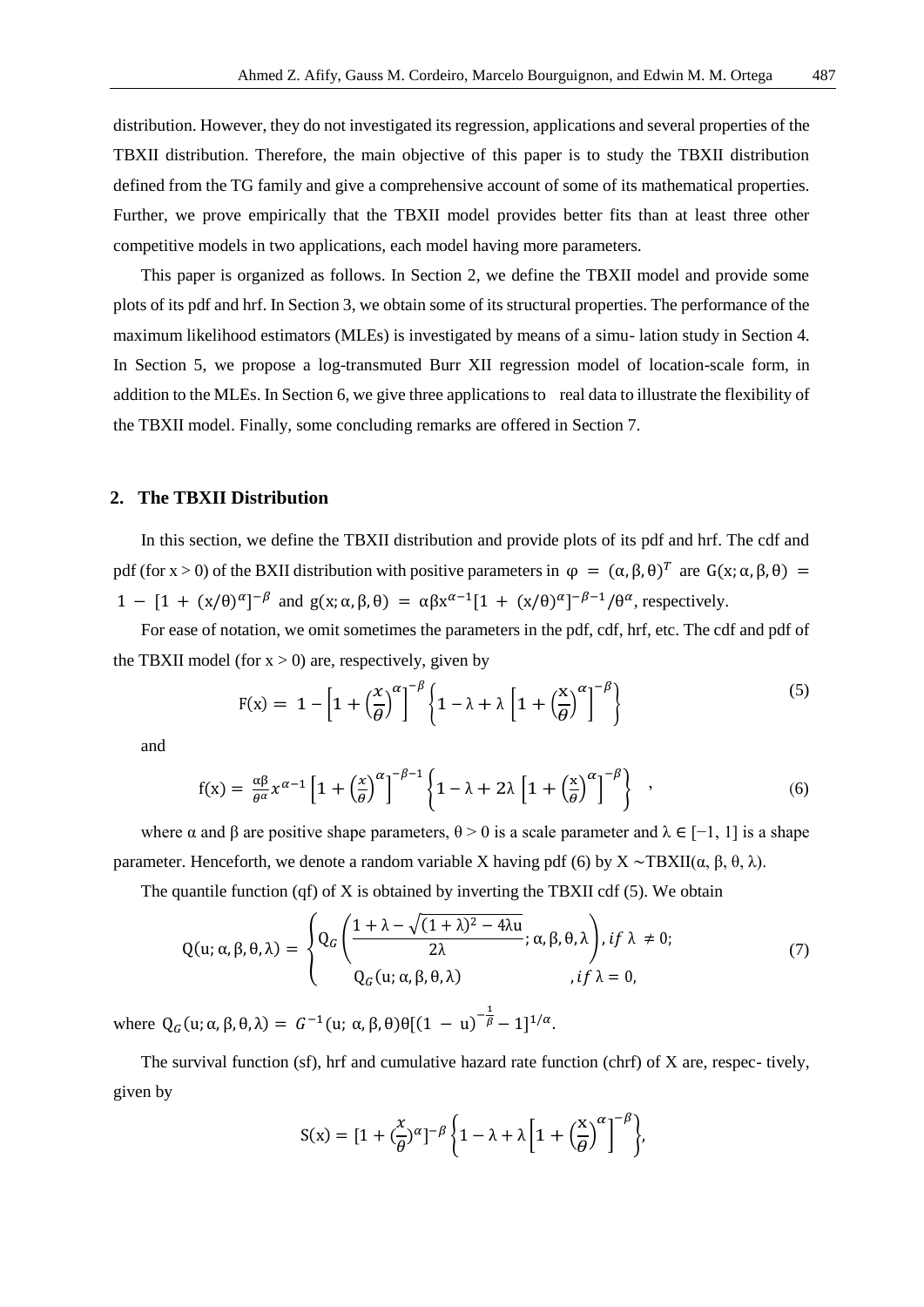distribution. However, they do not investigated its regression, applications and several properties of the TBXII distribution. Therefore, the main objective of this paper is to study the TBXII distribution defined from the TG family and give a comprehensive account of some of its mathematical properties. Further, we prove empirically that the TBXII model provides better fits than at least three other competitive models in two applications, each model having more parameters.

This paper is organized as follows. In Section 2, we define the TBXII model and provide some plots of its pdf and hrf. In Section 3, we obtain some of its structural properties. The performance of the maximum likelihood estimators (MLEs) is investigated by means of a simu- lation study in Section 4. In Section 5, we propose a log-transmuted Burr XII regression model of location-scale form, in addition to the MLEs. In Section 6, we give three applications to real data to illustrate the flexibility of the TBXII model. Finally, some concluding remarks are offered in Section 7.

## 2. The TBXII Distribution

In this section, we define the TBXII distribution and provide plots of its pdf and hrf. The cdf and pdf (for $x > 0$) of the BXII distribution with positive parameters in $\varphi = (\alpha, \beta, \theta)^T$ are $G(x; \alpha, \beta, \theta) = 1 - [1 + (x/\theta)^{\alpha}]^{-\beta}$ and $g(x; \alpha, \beta, \theta) = \alpha\beta x^{\alpha-1}[1 + (x/\theta)^{\alpha}]^{-\beta-1}/\theta^{\alpha}$, respectively.

For ease of notation, we omit sometimes the parameters in the pdf, cdf, hrf, etc. The cdf and pdf of the TBXII model (for $x > 0$) are, respectively, given by

$$F(x) = 1 - \left[1 + \left(\frac{x}{\theta}\right)^{\alpha}\right]^{-\beta} \left\{1 - \lambda + \lambda \left[1 + \left(\frac{x}{\theta}\right)^{\alpha}\right]^{-\beta}\right\} \tag{5}$$

and

$$f(x) = \frac{\alpha\beta}{\theta^{\alpha}} x^{\alpha-1} \left[1 + \left(\frac{x}{\theta}\right)^{\alpha}\right]^{-\beta-1} \left\{1 - \lambda + 2\lambda \left[1 + \left(\frac{x}{\theta}\right)^{\alpha}\right]^{-\beta}\right\} , \tag{6}$$

where $\alpha$ and $\beta$ are positive shape parameters, $\theta > 0$ is a scale parameter and $\lambda \in [-1, 1]$ is a shape parameter. Henceforth, we denote a random variable X having pdf (6) by $X \sim \text{TBXII}(\alpha, \beta, \theta, \lambda)$.

The quantile function (qf) of X is obtained by inverting the TBXII cdf (5). We obtain

$$Q(u; \alpha, \beta, \theta, \lambda) = \begin{cases} Q_G\left(\dfrac{1 + \lambda - \sqrt{(1+\lambda)^2 - 4\lambda u}}{2\lambda}; \alpha, \beta, \theta, \lambda\right), & if\ \lambda \neq 0; \\ Q_G(u; \alpha, \beta, \theta, \lambda) & , if\ \lambda = 0, \end{cases} \tag{7}$$

where $Q_G(u; \alpha, \beta, \theta, \lambda) = G^{-1}(u; \alpha, \beta, \theta)\theta[(1 - u)^{-\frac{1}{\beta}} - 1]^{1/\alpha}$.

The survival function (sf), hrf and cumulative hazard rate function (chrf) of X are, respec- tively, given by

$$S(x) = [1 + (\frac{x}{\theta})^{\alpha}]^{-\beta} \left\{1 - \lambda + \lambda \left[1 + \left(\frac{x}{\theta}\right)^{\alpha}\right]^{-\beta}\right\},$$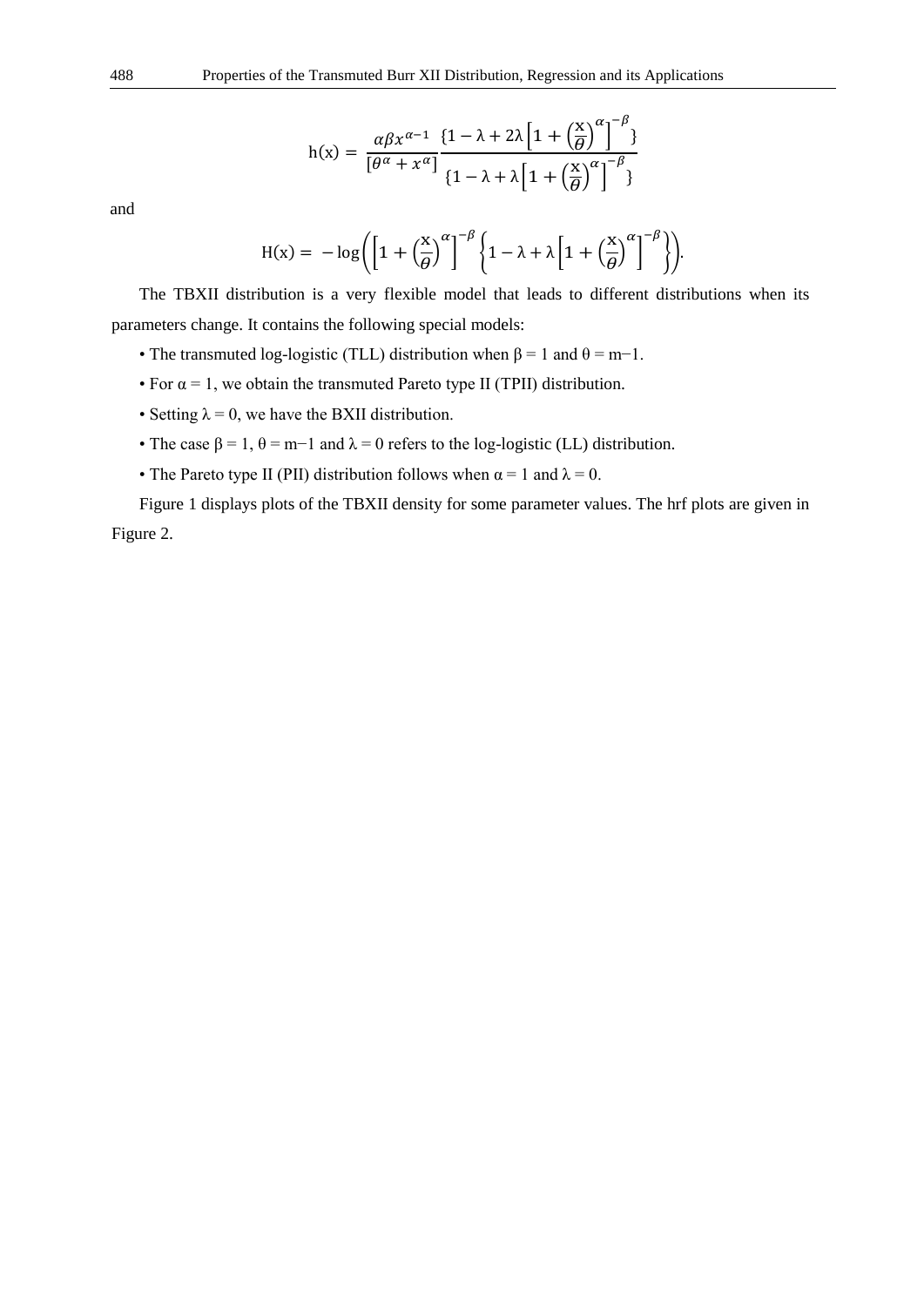$$\mathrm{h}(\mathrm{x}) = \frac{\alpha\beta x^{\alpha-1}}{[\theta^{\alpha}+x^{\alpha}]} \frac{\{1-\lambda+2\lambda\left[1+\left(\frac{\mathrm{x}}{\theta}\right)^{\alpha}\right]^{-\beta}\}}{\{1-\lambda+\lambda\left[1+\left(\frac{\mathrm{x}}{\theta}\right)^{\alpha}\right]^{-\beta}\}}$$

and

$$\mathrm{H}(\mathrm{x}) = -\log\left(\left[1+\left(\frac{\mathrm{x}}{\theta}\right)^{\alpha}\right]^{-\beta}\left\{1-\lambda+\lambda\left[1+\left(\frac{\mathrm{x}}{\theta}\right)^{\alpha}\right]^{-\beta}\right\}\right).$$

The TBXII distribution is a very flexible model that leads to different distributions when its parameters change. It contains the following special models:

- The transmuted log-logistic (TLL) distribution when $\beta = 1$ and $\theta = m-1$.
- For $\alpha = 1$, we obtain the transmuted Pareto type II (TPII) distribution.
- Setting $\lambda = 0$, we have the BXII distribution.
- The case $\beta = 1$, $\theta = m-1$ and $\lambda = 0$ refers to the log-logistic (LL) distribution.
- The Pareto type II (PII) distribution follows when $\alpha = 1$ and $\lambda = 0$.

Figure 1 displays plots of the TBXII density for some parameter values. The hrf plots are given in Figure 2.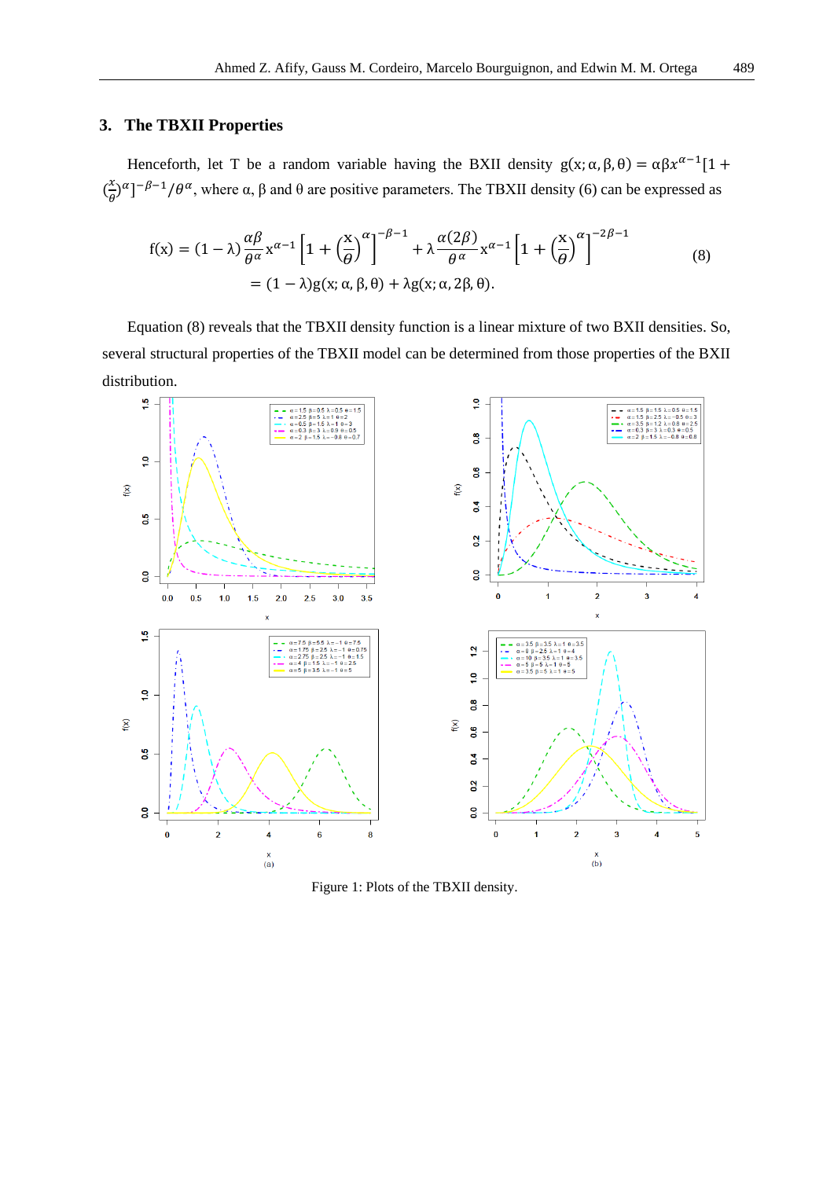## 3. The TBXII Properties

Henceforth, let T be a random variable having the BXII density $g(x; \alpha, \beta, \theta) = \alpha\beta x^{\alpha-1}[1 + (\frac{x}{\theta})^{\alpha}]^{-\beta-1}/\theta^{\alpha}$, where α, β and θ are positive parameters. The TBXII density (6) can be expressed as

$$f(x) = (1-\lambda)\frac{\alpha\beta}{\theta^{\alpha}}x^{\alpha-1}\left[1+\left(\frac{x}{\theta}\right)^{\alpha}\right]^{-\beta-1} + \lambda\frac{\alpha(2\beta)}{\theta^{\alpha}}x^{\alpha-1}\left[1+\left(\frac{x}{\theta}\right)^{\alpha}\right]^{-2\beta-1} \quad (8)$$
$$= (1-\lambda)g(x; \alpha, \beta, \theta) + \lambda g(x; \alpha, 2\beta, \theta).$$

Equation (8) reveals that the TBXII density function is a linear mixture of two BXII densities. So, several structural properties of the TBXII model can be determined from those properties of the BXII distribution.

Figure 1: Plots of the TBXII density.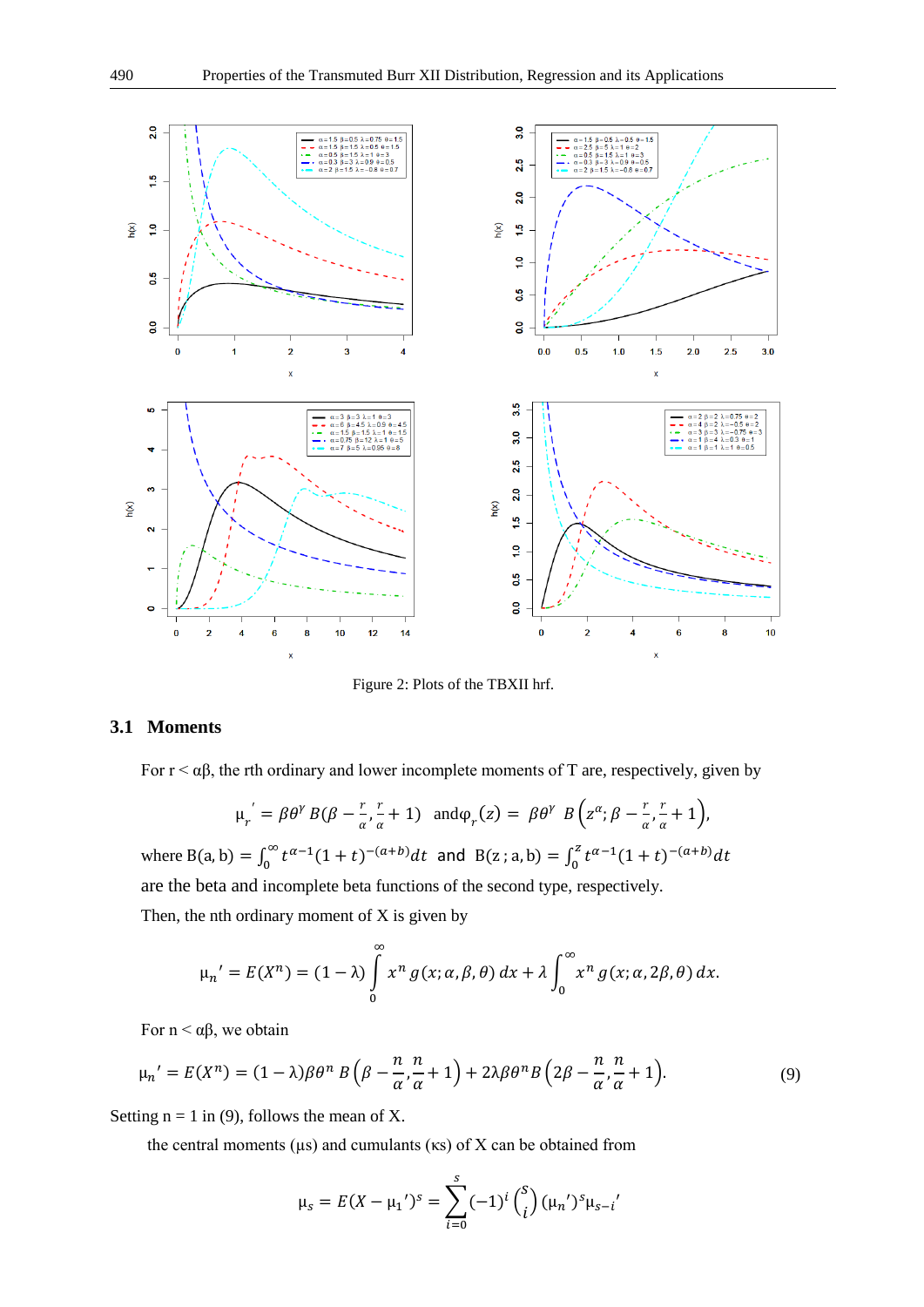Figure 2: Plots of the TBXII hrf.

## 3.1 Moments

For r < αβ, the rth ordinary and lower incomplete moments of T are, respectively, given by

$$\mu_r{}' = \beta\theta^{\gamma} B(\beta - \frac{r}{\alpha}, \frac{r}{\alpha} + 1) \quad \text{and} \varphi_r(z) = \beta\theta^{\gamma}\ B\left(z^{\alpha}; \beta - \frac{r}{\alpha}, \frac{r}{\alpha} + 1\right),$$

where $B(a, b) = \int_0^{\infty} t^{\alpha-1}(1+t)^{-(a+b)}dt$ and $B(z\,; a, b) = \int_0^{z} t^{\alpha-1}(1+t)^{-(a+b)}dt$ are the beta and incomplete beta functions of the second type, respectively.

Then, the nth ordinary moment of X is given by

$$\mu_n{}' = E(X^n) = (1-\lambda)\int_0^{\infty} x^n\, g(x; \alpha, \beta, \theta)\, dx + \lambda\int_0^{\infty} x^n\, g(x; \alpha, 2\beta, \theta)\, dx.$$

For n < αβ, we obtain

$$\mu_n{}' = E(X^n) = (1-\lambda)\beta\theta^n\, B\left(\beta - \frac{n}{\alpha}, \frac{n}{\alpha} + 1\right) + 2\lambda\beta\theta^n B\left(2\beta - \frac{n}{\alpha}, \frac{n}{\alpha} + 1\right). \tag{9}$$

Setting n = 1 in (9), follows the mean of X.

the central moments (μs) and cumulants (κs) of X can be obtained from

$$\mu_s = E(X - \mu_1{}')^s = \sum_{i=0}^{s} (-1)^i \binom{s}{i} (\mu_n{}')^s \mu_{s-i}{}'$$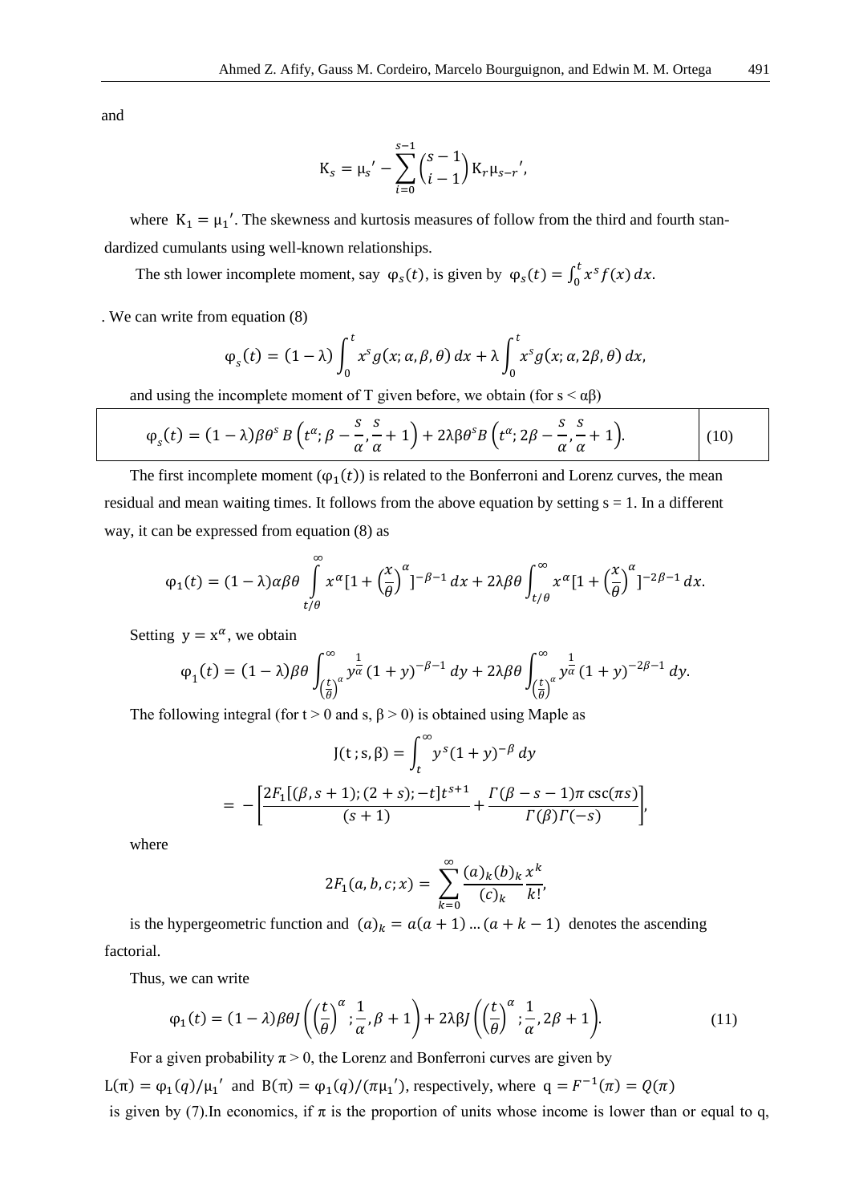and

$$\mathrm{K}_s = \mu_s{}' - \sum_{i=0}^{s-1} \binom{s-1}{i-1} \mathrm{K}_r \mu_{s-r}{}',$$

where $\mathrm{K}_1 = \mu_1{}'$. The skewness and kurtosis measures of follow from the third and fourth standardized cumulants using well-known relationships.

The sth lower incomplete moment, say $\varphi_s(t)$, is given by $\varphi_s(t) = \int_0^t x^s f(x)\, dx$.

. We can write from equation (8)

$$\varphi_s(t) = (1-\lambda)\int_0^t x^s g(x;\alpha,\beta,\theta)\, dx + \lambda \int_0^t x^s g(x;\alpha,2\beta,\theta)\, dx,$$

and using the incomplete moment of T given before, we obtain (for $s < \alpha\beta$)

$$\varphi_s(t) = (1-\lambda)\beta\theta^s B\left(t^\alpha; \beta - \frac{s}{\alpha}, \frac{s}{\alpha}+1\right) + 2\lambda\beta\theta^s B\left(t^\alpha; 2\beta - \frac{s}{\alpha}, \frac{s}{\alpha}+1\right). \tag{10}$$

The first incomplete moment ($\varphi_1(t)$) is related to the Bonferroni and Lorenz curves, the mean residual and mean waiting times. It follows from the above equation by setting s = 1. In a different way, it can be expressed from equation (8) as

$$\varphi_1(t) = (1-\lambda)\alpha\beta\theta \int_{t/\theta}^{\infty} x^\alpha [1 + \left(\frac{x}{\theta}\right)^\alpha]^{-\beta-1}\, dx + 2\lambda\beta\theta \int_{t/\theta}^{\infty} x^\alpha [1 + \left(\frac{x}{\theta}\right)^\alpha]^{-2\beta-1}\, dx.$$

Setting $y = x^\alpha$, we obtain

$$\varphi_1(t) = (1-\lambda)\beta\theta \int_{\left(\frac{t}{\theta}\right)^\alpha}^{\infty} y^{\frac{1}{\alpha}} (1+y)^{-\beta-1}\, dy + 2\lambda\beta\theta \int_{\left(\frac{t}{\theta}\right)^\alpha}^{\infty} y^{\frac{1}{\alpha}} (1+y)^{-2\beta-1}\, dy.$$

The following integral (for t > 0 and s, β > 0) is obtained using Maple as

$$\mathrm{J}(\mathrm{t}\,;\mathrm{s},\beta) = \int_t^\infty y^s (1+y)^{-\beta}\, dy$$

$$= -\left[\frac{2F_1[(\beta, s+1); (2+s); -t]t^{s+1}}{(s+1)} + \frac{\Gamma(\beta - s - 1)\pi \csc(\pi s)}{\Gamma(\beta)\Gamma(-s)}\right],$$

where

$$2F_1(a,b,c;x) = \sum_{k=0}^{\infty} \frac{(a)_k (b)_k}{(c)_k} \frac{x^k}{k!},$$

is the hypergeometric function and $(a)_k = a(a+1)\ldots(a+k-1)$ denotes the ascending factorial.

Thus, we can write

$$\varphi_1(t) = (1-\lambda)\beta\theta J\left(\left(\frac{t}{\theta}\right)^\alpha; \frac{1}{\alpha}, \beta+1\right) + 2\lambda\beta J\left(\left(\frac{t}{\theta}\right)^\alpha; \frac{1}{\alpha}, 2\beta+1\right). \tag{11}$$

For a given probability $\pi > 0$, the Lorenz and Bonferroni curves are given by $\mathrm{L}(\pi) = \varphi_1(q)/\mu_1{}'$ and $\mathrm{B}(\pi) = \varphi_1(q)/(\pi\mu_1{}')$, respectively, where $q = F^{-1}(\pi) = Q(\pi)$ is given by (7).In economics, if $\pi$ is the proportion of units whose income is lower than or equal to q,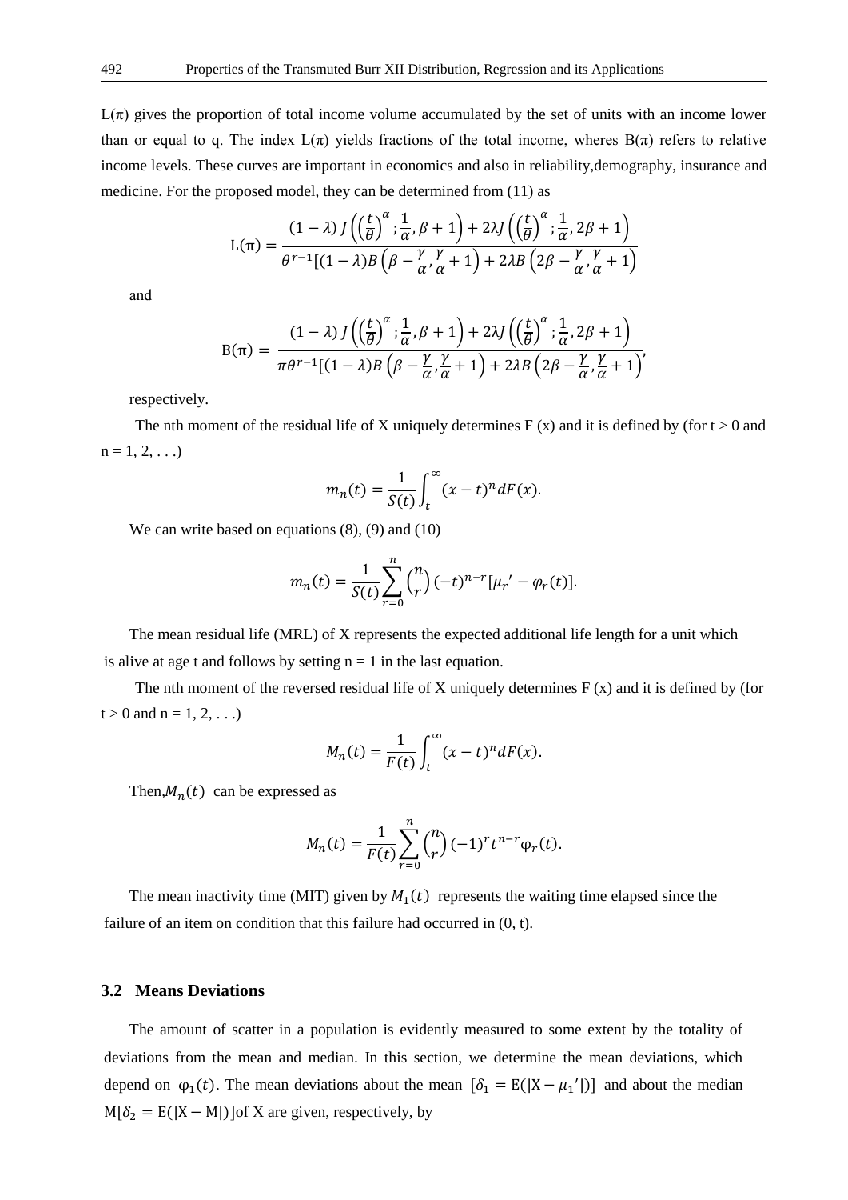L(π) gives the proportion of total income volume accumulated by the set of units with an income lower than or equal to q. The index L(π) yields fractions of the total income, wheres B(π) refers to relative income levels. These curves are important in economics and also in reliability,demography, insurance and medicine. For the proposed model, they can be determined from (11) as

$$\mathrm{L}(\pi)=\frac{(1-\lambda)\,J\left(\left(\frac{t}{\theta}\right)^{\alpha};\frac{1}{\alpha},\beta+1\right)+2\lambda J\left(\left(\frac{t}{\theta}\right)^{\alpha};\frac{1}{\alpha},2\beta+1\right)}{\theta^{r-1}[(1-\lambda)B\left(\beta-\frac{\gamma}{\alpha},\frac{\gamma}{\alpha}+1\right)+2\lambda B\left(2\beta-\frac{\gamma}{\alpha},\frac{\gamma}{\alpha}+1\right)}$$

and

$$\mathrm{B}(\pi)=\frac{(1-\lambda)\,J\left(\left(\frac{t}{\theta}\right)^{\alpha};\frac{1}{\alpha},\beta+1\right)+2\lambda J\left(\left(\frac{t}{\theta}\right)^{\alpha};\frac{1}{\alpha},2\beta+1\right)}{\pi\theta^{r-1}[(1-\lambda)B\left(\beta-\frac{\gamma}{\alpha},\frac{\gamma}{\alpha}+1\right)+2\lambda B\left(2\beta-\frac{\gamma}{\alpha},\frac{\gamma}{\alpha}+1\right)},$$

respectively.

The nth moment of the residual life of X uniquely determines F (x) and it is defined by (for t > 0 and n = 1, 2, . . .)

$$m_n(t)=\frac{1}{S(t)}\int_t^{\infty}(x-t)^n dF(x).$$

We can write based on equations (8), (9) and (10)

$$m_n(t)=\frac{1}{S(t)}\sum_{r=0}^{n}\binom{n}{r}(-t)^{n-r}[\mu_r{}'-\varphi_r(t)].$$

The mean residual life (MRL) of X represents the expected additional life length for a unit which is alive at age t and follows by setting n = 1 in the last equation.

The nth moment of the reversed residual life of X uniquely determines F (x) and it is defined by (for t > 0 and n = 1, 2, . . .)

$$M_n(t)=\frac{1}{F(t)}\int_t^{\infty}(x-t)^n dF(x).$$

Then, $M_n(t)$ can be expressed as

$$M_n(t)=\frac{1}{F(t)}\sum_{r=0}^{n}\binom{n}{r}(-1)^r t^{n-r}\varphi_r(t).$$

The mean inactivity time (MIT) given by $M_1(t)$ represents the waiting time elapsed since the failure of an item on condition that this failure had occurred in (0, t).

### 3.2 Means Deviations

The amount of scatter in a population is evidently measured to some extent by the totality of deviations from the mean and median. In this section, we determine the mean deviations, which depend on $\varphi_1(t)$. The mean deviations about the mean $[\delta_1=\mathrm{E}(|\mathrm{X}-\mu_1{}'|)]$ and about the median $\mathrm{M}[\delta_2=\mathrm{E}(|\mathrm{X}-\mathrm{M}|)]$of X are given, respectively, by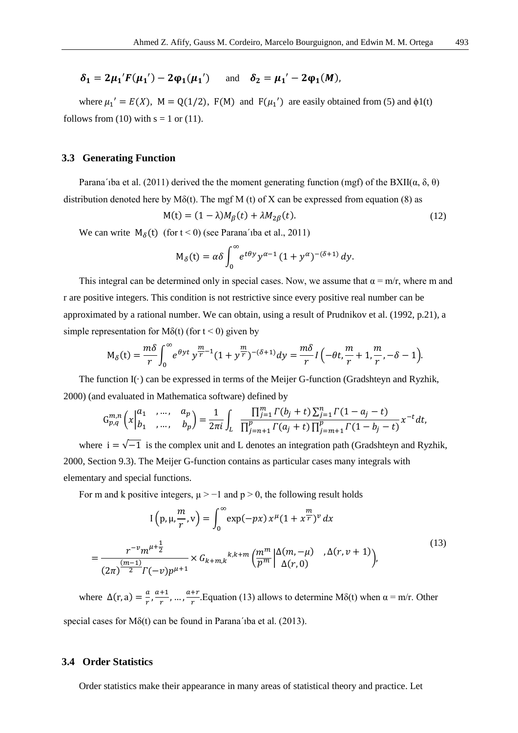$$\boldsymbol{\delta_1 = 2\mu_1{}' F(\mu_1{}') - 2\varphi_1(\mu_1{}')} \quad \text{and} \quad \boldsymbol{\delta_2 = \mu_1{}' - 2\varphi_1(M)},$$

where $\mu_1{}' = E(X)$, $\mathrm{M} = \mathrm{Q}(1/2)$, $\mathrm{F(M)}$ and $\mathrm{F}(\mu_1{}')$ are easily obtained from (5) and $\phi 1(t)$ follows from (10) with s = 1 or (11).

### 3.3 Generating Function

Parana´ıba et al. (2011) derived the the moment generating function (mgf) of the BXII(α, δ, θ) distribution denoted here by $M\delta(t)$. The mgf M (t) of X can be expressed from equation (8) as

$$\mathrm{M(t)} = (1-\lambda)M_{\beta}(t) + \lambda M_{2\beta}(t). \tag{12}$$

We can write $\mathrm{M}_{\delta}(\mathrm{t})$ (for t < 0) (see Parana´ıba et al., 2011)

$$\mathrm{M}_{\delta}(\mathrm{t}) = \alpha\delta \int_0^{\infty} e^{t\theta y} y^{\alpha-1} (1+y^{\alpha})^{-(\delta+1)}\, dy.$$

This integral can be determined only in special cases. Now, we assume that α = m/r, where m and r are positive integers. This condition is not restrictive since every positive real number can be approximated by a rational number. We can obtain, using a result of Prudnikov et al. (1992, p.21), a simple representation for $M\delta(t)$ (for t < 0) given by

$$\mathrm{M}_{\delta}(\mathrm{t}) = \frac{m\delta}{r}\int_0^{\infty} e^{\theta y t}\, y^{\frac{m}{r}-1}(1+y^{\frac{m}{r}})^{-(\delta+1)} dy = \frac{m\delta}{r} I\left(-\theta t, \frac{m}{r}+1, \frac{m}{r}, -\delta-1\right).$$

The function I(·) can be expressed in terms of the Meijer G-function (Gradshteyn and Ryzhik, 2000) (and evaluated in Mathematica software) defined by

$$\mathrm{G}_{p,q}^{m,n}\left(x \middle| \begin{matrix} a_1 & ,\ldots, & a_p \\ b_1 & ,\ldots, & b_p \end{matrix}\right) = \frac{1}{2\pi i}\int_L \frac{\prod_{j=1}^{m}\Gamma(b_j+t)\sum_{j=1}^{n}\Gamma(1-a_j-t)}{\prod_{j=n+1}^{p}\Gamma(a_j+t)\prod_{j=m+1}^{p}\Gamma(1-b_j-t)} x^{-t} dt,$$

where $i=\sqrt{-1}$ is the complex unit and L denotes an integration path (Gradshteyn and Ryzhik, 2000, Section 9.3). The Meijer G-function contains as particular cases many integrals with elementary and special functions.

For m and k positive integers, μ > −1 and p > 0, the following result holds

$$\mathrm{I}\left(\mathrm{p}, \mu, \frac{m}{r}, \mathrm{v}\right) = \int_0^{\infty} \exp(-px)\, x^{\mu}(1+x^{\frac{m}{r}})^{v}\, dx$$
$$= \frac{r^{-v} m^{\mu+\frac{1}{2}}}{(2\pi)^{\frac{(m-1)}{2}}\Gamma(-v)p^{\mu+1}} \times G_{k+m,k}{}^{k,k+m}\left(\frac{m^m}{p^m}\middle| \begin{matrix}\Delta(m,-\mu) & ,\Delta(r,v+1) \\ \Delta(r,0) & \end{matrix}\right), \tag{13}$$

where $\Delta(\mathrm{r}, \mathrm{a}) = \frac{a}{r}, \frac{a+1}{r}, \ldots, \frac{a+r}{r}$.Equation (13) allows to determine $M\delta(t)$ when α = m/r. Other special cases for $M\delta(t)$ can be found in Parana´ıba et al. (2013).

### 3.4 Order Statistics

Order statistics make their appearance in many areas of statistical theory and practice. Let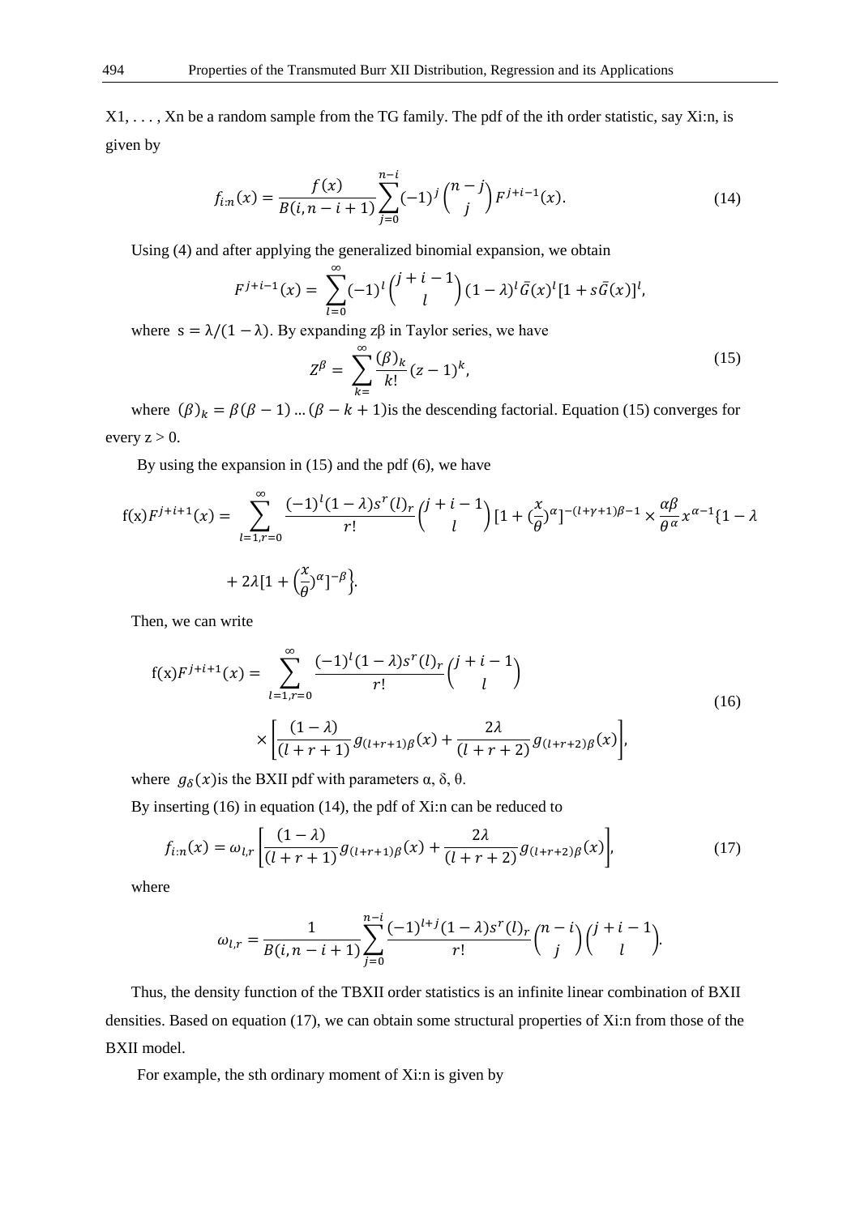X1, . . . , Xn be a random sample from the TG family. The pdf of the ith order statistic, say Xi:n, is given by

$$f_{i:n}(x) = \frac{f(x)}{B(i, n-i+1)} \sum_{j=0}^{n-i} (-1)^j \binom{n-j}{j} F^{j+i-1}(x). \tag{14}$$

Using (4) and after applying the generalized binomial expansion, we obtain

$$F^{j+i-1}(x) = \sum_{l=0}^{\infty} (-1)^l \binom{j+i-1}{l} (1-\lambda)^l \bar{G}(x)^l [1 + s\bar{G}(x)]^l,$$

where $s = \lambda/(1-\lambda)$. By expanding zβ in Taylor series, we have

$$Z^{\beta} = \sum_{k=}^{\infty} \frac{(\beta)_k}{k!} (z-1)^k, \tag{15}$$

where $(\beta)_k = \beta(\beta-1)\ldots(\beta-k+1)$is the descending factorial. Equation (15) converges for every z > 0.

By using the expansion in (15) and the pdf (6), we have

$$\mathrm{f(x)}F^{j+i+1}(x) = \sum_{l=1, r=0}^{\infty} \frac{(-1)^l (1-\lambda) s^r (l)_r}{r!} \binom{j+i-1}{l} [1 + (\frac{x}{\theta})^{\alpha}]^{-(l+\gamma+1)\beta-1} \times \frac{\alpha\beta}{\theta^{\alpha}} x^{\alpha-1} \{1 - \lambda + 2\lambda[1 + \left(\frac{x}{\theta}\right)^{\alpha}]^{-\beta}\}.$$

Then, we can write

$$\mathrm{f(x)}F^{j+i+1}(x) = \sum_{l=1, r=0}^{\infty} \frac{(-1)^l (1-\lambda) s^r (l)_r}{r!} \binom{j+i-1}{l} \times \left[\frac{(1-\lambda)}{(l+r+1)} g_{(l+r+1)\beta}(x) + \frac{2\lambda}{(l+r+2)} g_{(l+r+2)\beta}(x)\right], \tag{16}$$

where $g_{\delta}(x)$is the BXII pdf with parameters α, δ, θ.

By inserting (16) in equation (14), the pdf of Xi:n can be reduced to

$$f_{i:n}(x) = \omega_{l,r} \left[\frac{(1-\lambda)}{(l+r+1)} g_{(l+r+1)\beta}(x) + \frac{2\lambda}{(l+r+2)} g_{(l+r+2)\beta}(x)\right], \tag{17}$$

where

$$\omega_{l,r} = \frac{1}{B(i, n-i+1)} \sum_{j=0}^{n-i} \frac{(-1)^{l+j} (1-\lambda) s^r (l)_r}{r!} \binom{n-i}{j} \binom{j+i-1}{l}.$$

Thus, the density function of the TBXII order statistics is an infinite linear combination of BXII densities. Based on equation (17), we can obtain some structural properties of Xi:n from those of the BXII model.

For example, the sth ordinary moment of Xi:n is given by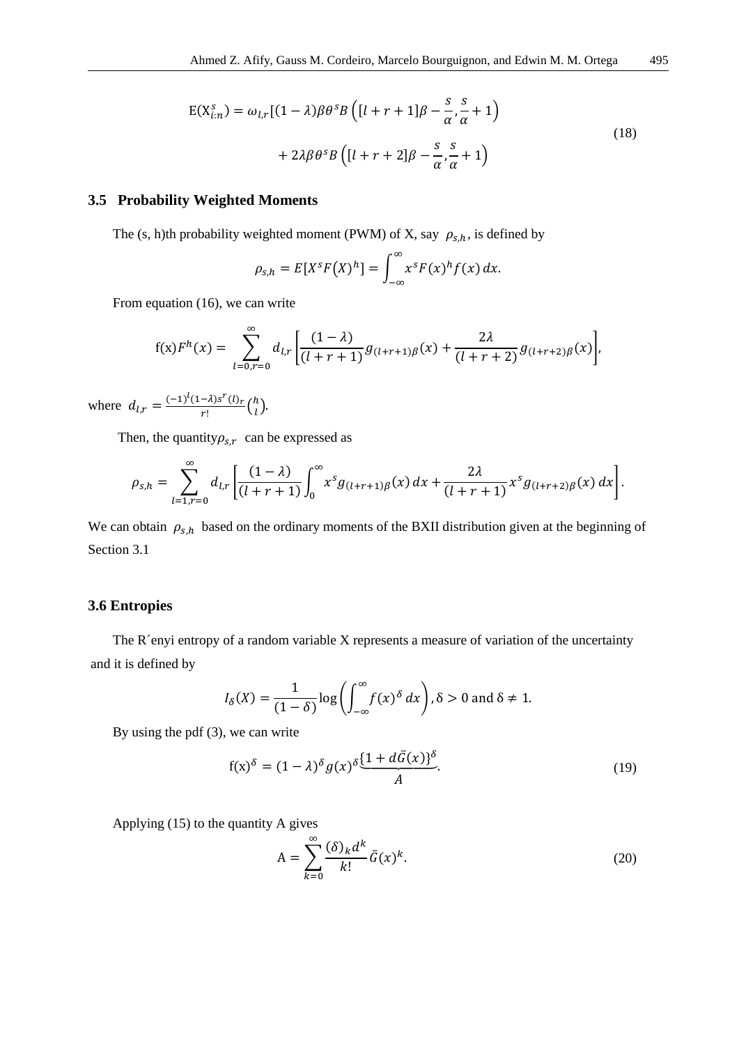$$\mathrm{E}(\mathrm{X}_{i:n}^{s}) = \omega_{l,r}[(1-\lambda)\beta\theta^{s}B\left([l+r+1]\beta - \frac{s}{\alpha}, \frac{s}{\alpha}+1\right) \\ + 2\lambda\beta\theta^{s}B\left([l+r+2]\beta - \frac{s}{\alpha}, \frac{s}{\alpha}+1\right) \tag{18}$$

### 3.5 Probability Weighted Moments

The (s, h)th probability weighted moment (PWM) of X, say $\rho_{s,h}$, is defined by

$$\rho_{s,h} = E[X^{s}F(X)^{h}] = \int_{-\infty}^{\infty} x^{s}F(x)^{h}f(x)\,dx.$$

From equation (16), we can write

$$\mathrm{f(x)}F^{h}(x) = \sum_{l=0,r=0}^{\infty} d_{l,r}\left[\frac{(1-\lambda)}{(l+r+1)}g_{(l+r+1)\beta}(x) + \frac{2\lambda}{(l+r+2)}g_{(l+r+2)\beta}(x)\right],$$

where $d_{l,r} = \frac{(-1)^{l}(1-\lambda)s^{r}(l)_{r}}{r!}\binom{h}{l}$.

Then, the quantity$\rho_{s,r}$ can be expressed as

$$\rho_{s,h} = \sum_{l=1,r=0}^{\infty} d_{l,r}\left[\frac{(1-\lambda)}{(l+r+1)}\int_{0}^{\infty} x^{s}g_{(l+r+1)\beta}(x)\,dx + \frac{2\lambda}{(l+r+1)}x^{s}g_{(l+r+2)\beta}(x)\,dx\right].$$

We can obtain $\rho_{s,h}$ based on the ordinary moments of the BXII distribution given at the beginning of Section 3.1

### 3.6 Entropies

The R´enyi entropy of a random variable X represents a measure of variation of the uncertainty and it is defined by

$$I_{\delta}(X) = \frac{1}{(1-\delta)}\log\left(\int_{-\infty}^{\infty} f(x)^{\delta}\,dx\right), \delta > 0 \text{ and } \delta \neq 1.$$

By using the pdf (3), we can write

$$\mathrm{f(x)}^{\delta} = (1-\lambda)^{\delta}g(x)^{\delta}\underbrace{\{1+d\bar{G}(x)\}^{\delta}}_{A}. \tag{19}$$

Applying (15) to the quantity A gives

$$\mathrm{A} = \sum_{k=0}^{\infty}\frac{(\delta)_{k}d^{k}}{k!}\bar{G}(x)^{k}. \tag{20}$$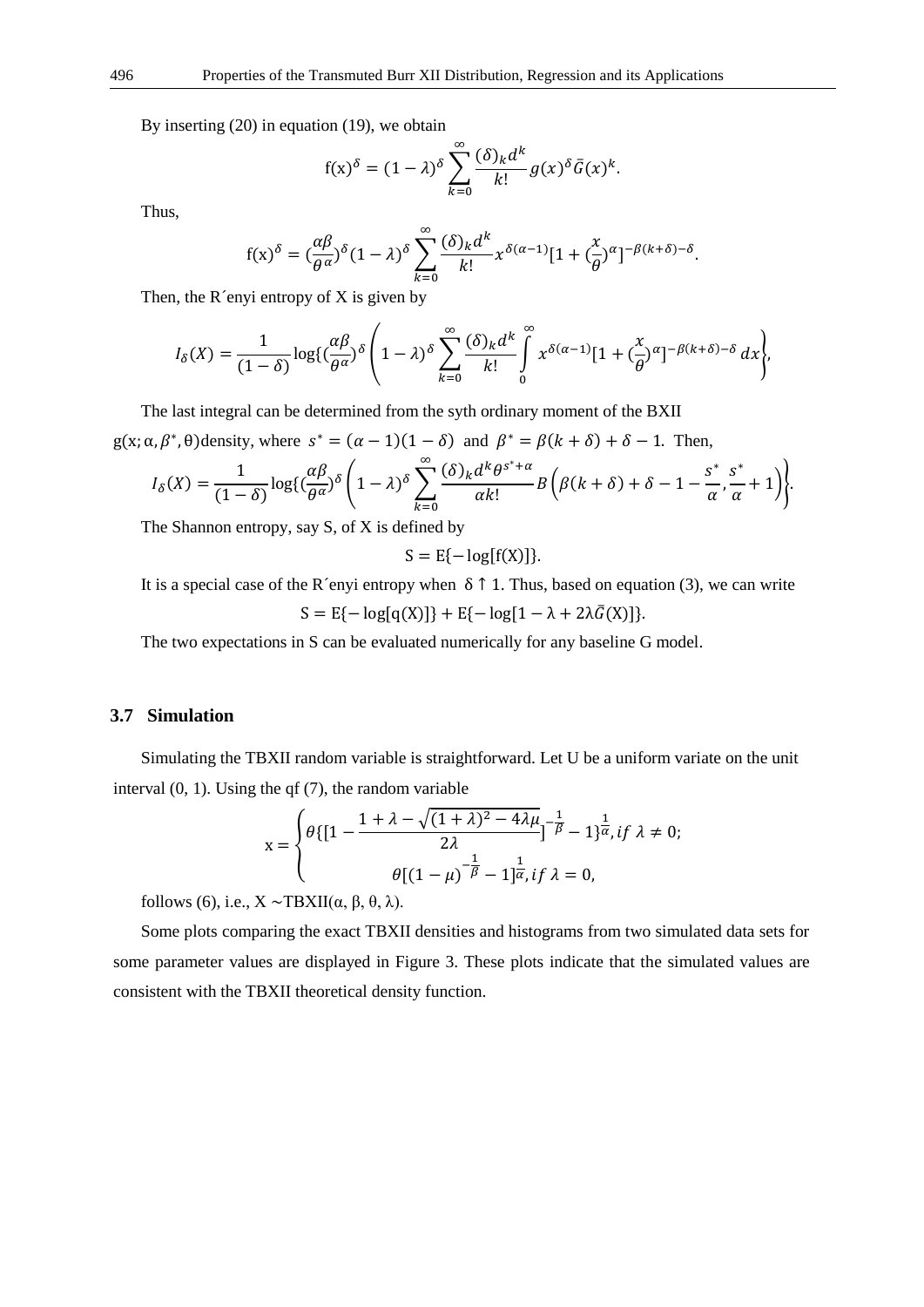By inserting (20) in equation (19), we obtain

$$\mathrm{f(x)}^{\delta} = (1-\lambda)^{\delta} \sum_{k=0}^{\infty} \frac{(\delta)_k d^k}{k!} g(x)^{\delta} \bar{G}(x)^k.$$

Thus,

$$\mathrm{f(x)}^{\delta} = (\frac{\alpha\beta}{\theta^{\alpha}})^{\delta} (1-\lambda)^{\delta} \sum_{k=0}^{\infty} \frac{(\delta)_k d^k}{k!} x^{\delta(\alpha-1)} [1 + (\frac{x}{\theta})^{\alpha}]^{-\beta(k+\delta)-\delta}.$$

Then, the R´enyi entropy of X is given by

$$I_{\delta}(X) = \frac{1}{(1-\delta)} \log\{(\frac{\alpha\beta}{\theta^{\alpha}})^{\delta} \left(1-\lambda)^{\delta} \sum_{k=0}^{\infty} \frac{(\delta)_k d^k}{k!} \int_0^{\infty} x^{\delta(\alpha-1)} [1 + (\frac{x}{\theta})^{\alpha}]^{-\beta(k+\delta)-\delta} \, dx \right\},$$

The last integral can be determined from the syth ordinary moment of the BXII $g(x; \alpha, \beta^*, \theta)$ density, where $s^* = (\alpha-1)(1-\delta)$ and $\beta^* = \beta(k+\delta) + \delta - 1$. Then,

$$I_{\delta}(X) = \frac{1}{(1-\delta)} \log\{(\frac{\alpha\beta}{\theta^{\alpha}})^{\delta} \left(1-\lambda)^{\delta} \sum_{k=0}^{\infty} \frac{(\delta)_k d^k \theta^{s^*+\alpha}}{\alpha k!} B\left(\beta(k+\delta) + \delta - 1 - \frac{s^*}{\alpha}, \frac{s^*}{\alpha} + 1\right) \right\}.$$

The Shannon entropy, say S, of X is defined by

$$\mathrm{S} = \mathrm{E}\{-\log[\mathrm{f(X)}]\}.$$

It is a special case of the R´enyi entropy when $\delta \uparrow 1$. Thus, based on equation (3), we can write

$$\mathrm{S} = \mathrm{E}\{-\log[\mathrm{q(X)}]\} + \mathrm{E}\{-\log[1-\lambda+2\lambda\bar{G}(\mathrm{X})]\}.$$

The two expectations in S can be evaluated numerically for any baseline G model.

### 3.7 Simulation

Simulating the TBXII random variable is straightforward. Let U be a uniform variate on the unit interval (0, 1). Using the qf (7), the random variable

$$\mathrm{x} = \begin{cases} \theta\{[1 - \dfrac{1+\lambda-\sqrt{(1+\lambda)^2 - 4\lambda\mu}}{2\lambda}]^{-\frac{1}{\beta}} - 1\}^{\frac{1}{\alpha}}, if\ \lambda \neq 0; \\ \theta[(1-\mu)^{-\frac{1}{\beta}} - 1]^{\frac{1}{\alpha}}, if\ \lambda = 0, \end{cases}$$

follows (6), i.e., $X \sim \mathrm{TBXII}(\alpha, \beta, \theta, \lambda)$.

Some plots comparing the exact TBXII densities and histograms from two simulated data sets for some parameter values are displayed in Figure 3. These plots indicate that the simulated values are consistent with the TBXII theoretical density function.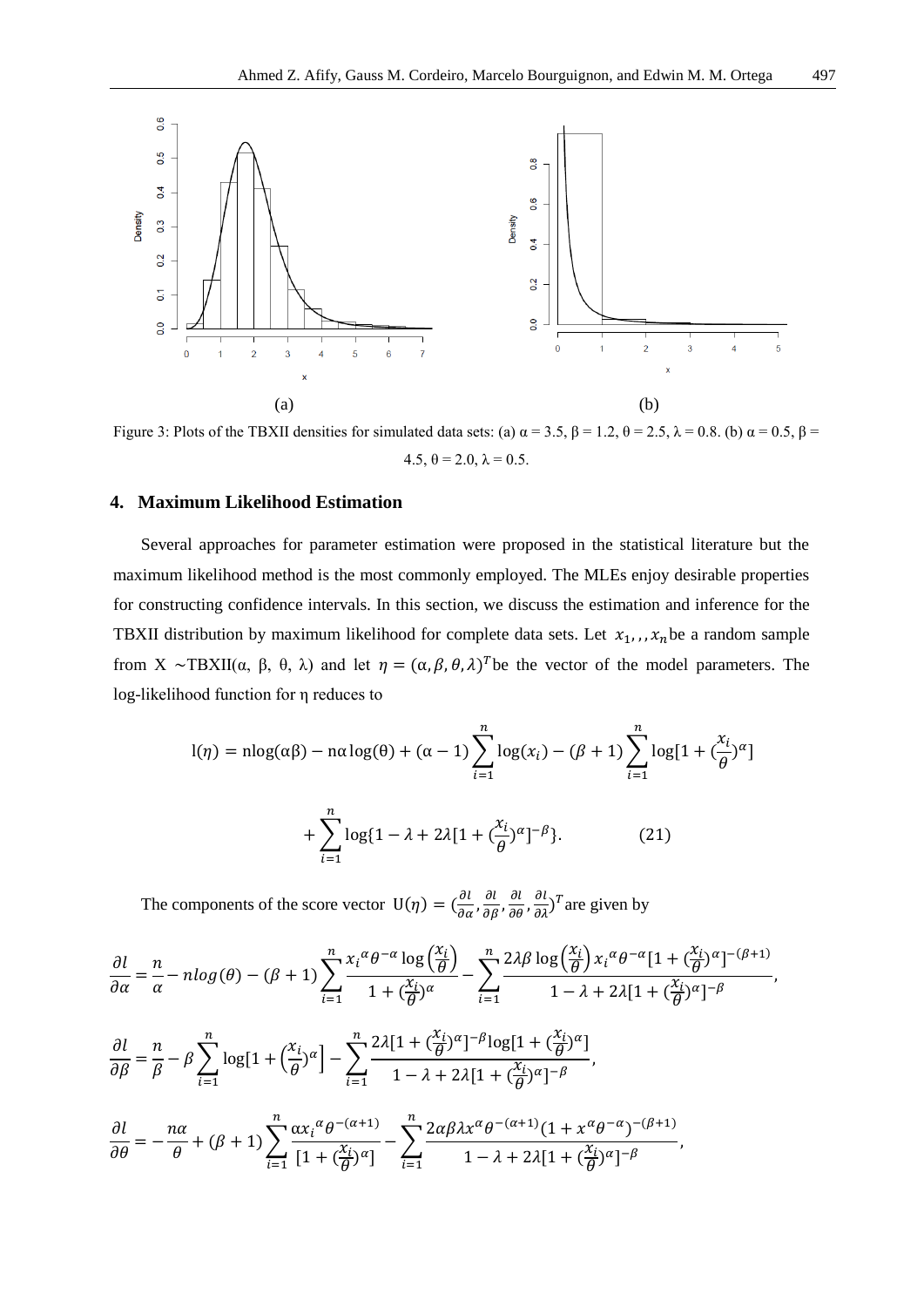(a) (b)

Figure 3: Plots of the TBXII densities for simulated data sets: (a) α = 3.5, β = 1.2, θ = 2.5, λ = 0.8. (b) α = 0.5, β = 4.5, θ = 2.0, λ = 0.5.

## 4. Maximum Likelihood Estimation

Several approaches for parameter estimation were proposed in the statistical literature but the maximum likelihood method is the most commonly employed. The MLEs enjoy desirable properties for constructing confidence intervals. In this section, we discuss the estimation and inference for the TBXII distribution by maximum likelihood for complete data sets. Let $x_1, , , x_n$ be a random sample from X ~TBXII(α, β, θ, λ) and let $\eta = (\alpha, \beta, \theta, \lambda)^T$ be the vector of the model parameters. The log-likelihood function for η reduces to

$$l(\eta) = \text{n}\log(\alpha\beta) - \text{n}\alpha\log(\theta) + (\alpha - 1)\sum_{i=1}^{n}\log(x_i) - (\beta + 1)\sum_{i=1}^{n}\log[1 + (\frac{x_i}{\theta})^{\alpha}]$$

$$+ \sum_{i=1}^{n}\log\{1 - \lambda + 2\lambda[1 + (\frac{x_i}{\theta})^{\alpha}]^{-\beta}\}. \qquad (21)$$

The components of the score vector $U(\eta) = (\frac{\partial l}{\partial \alpha}, \frac{\partial l}{\partial \beta}, \frac{\partial l}{\partial \theta}, \frac{\partial l}{\partial \lambda})^T$ are given by

$$\frac{\partial l}{\partial \alpha} = \frac{n}{\alpha} - nlog(\theta) - (\beta + 1)\sum_{i=1}^{n}\frac{x_i{}^{\alpha}\theta^{-\alpha}\log\left(\frac{x_i}{\theta}\right)}{1 + (\frac{x_i}{\theta})^{\alpha}} - \sum_{i=1}^{n}\frac{2\lambda\beta\log\left(\frac{x_i}{\theta}\right)x_i{}^{\alpha}\theta^{-\alpha}[1 + (\frac{x_i}{\theta})^{\alpha}]^{-(\beta+1)}}{1 - \lambda + 2\lambda[1 + (\frac{x_i}{\theta})^{\alpha}]^{-\beta}},$$

$$\frac{\partial l}{\partial \beta} = \frac{n}{\beta} - \beta\sum_{i=1}^{n}\log[1 + \left(\frac{x_i}{\theta}\right)^{\alpha}] - \sum_{i=1}^{n}\frac{2\lambda[1 + (\frac{x_i}{\theta})^{\alpha}]^{-\beta}\log[1 + (\frac{x_i}{\theta})^{\alpha}]}{1 - \lambda + 2\lambda[1 + (\frac{x_i}{\theta})^{\alpha}]^{-\beta}},$$

$$\frac{\partial l}{\partial \theta} = -\frac{n\alpha}{\theta} + (\beta + 1)\sum_{i=1}^{n}\frac{\alpha x_i{}^{\alpha}\theta^{-(\alpha+1)}}{[1 + (\frac{x_i}{\theta})^{\alpha}]} - \sum_{i=1}^{n}\frac{2\alpha\beta\lambda x^{\alpha}\theta^{-(\alpha+1)}(1 + x^{\alpha}\theta^{-\alpha})^{-(\beta+1)}}{1 - \lambda + 2\lambda[1 + (\frac{x_i}{\theta})^{\alpha}]^{-\beta}},$$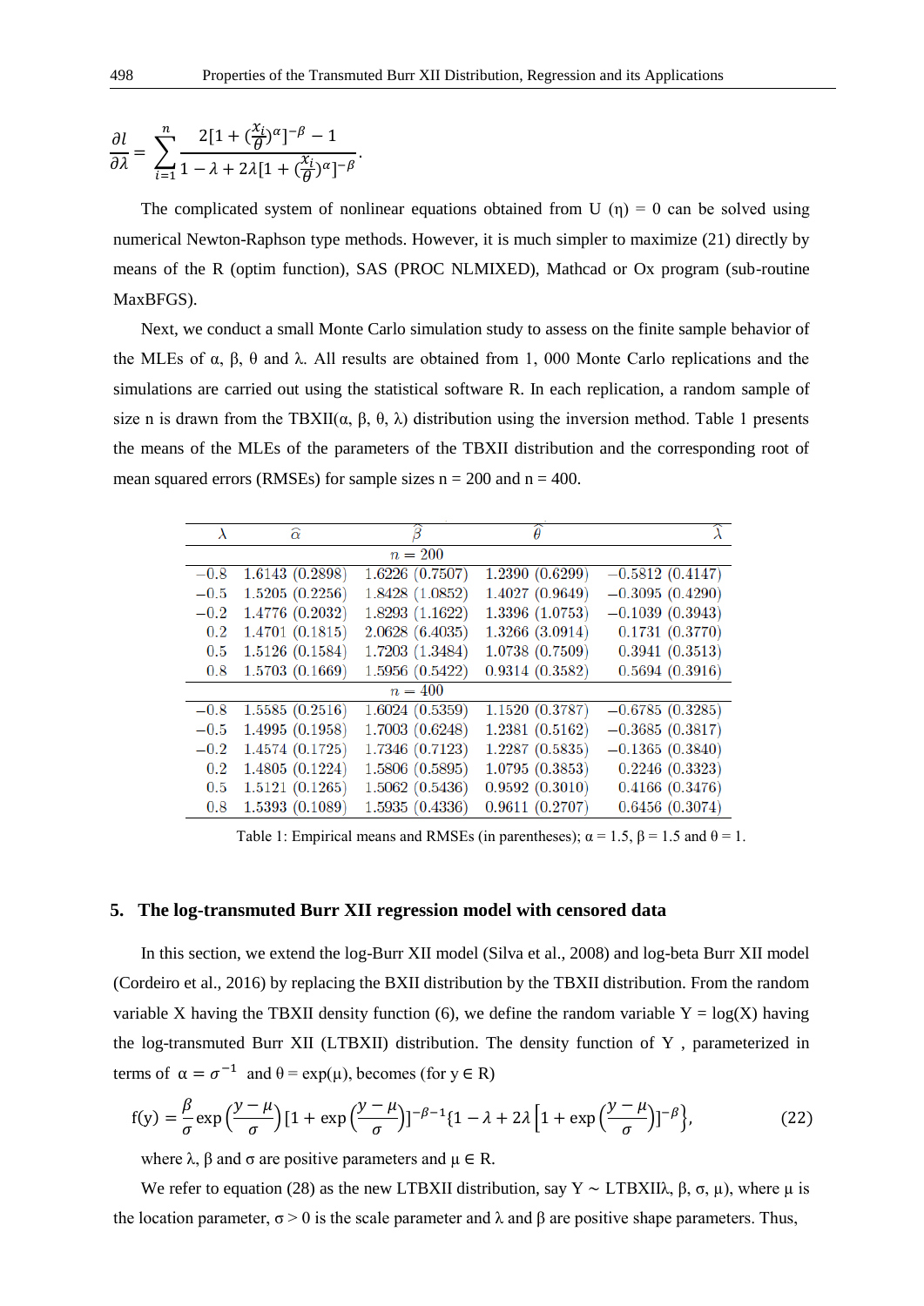$$\frac{\partial l}{\partial \lambda} = \sum_{i=1}^{n} \frac{2[1 + (\frac{x_i}{\theta})^{\alpha}]^{-\beta} - 1}{1 - \lambda + 2\lambda[1 + (\frac{x_i}{\theta})^{\alpha}]^{-\beta}}.$$

The complicated system of nonlinear equations obtained from U (η) = 0 can be solved using numerical Newton-Raphson type methods. However, it is much simpler to maximize (21) directly by means of the R (optim function), SAS (PROC NLMIXED), Mathcad or Ox program (sub-routine MaxBFGS).

Next, we conduct a small Monte Carlo simulation study to assess on the finite sample behavior of the MLEs of α, β, θ and λ. All results are obtained from 1, 000 Monte Carlo replications and the simulations are carried out using the statistical software R. In each replication, a random sample of size n is drawn from the TBXII(α, β, θ, λ) distribution using the inversion method. Table 1 presents the means of the MLEs of the parameters of the TBXII distribution and the corresponding root of mean squared errors (RMSEs) for sample sizes n = 200 and n = 400.

| $\lambda$ | $\hat{\alpha}$ | $\hat{\beta}$ | $\hat{\theta}$ | $\hat{\lambda}$ |
|---|---|---|---|---|
| | | $n = 200$ | | |
| −0.8 | 1.6143 (0.2898) | 1.6226 (0.7507) | 1.2390 (0.6299) | −0.5812 (0.4147) |
| −0.5 | 1.5205 (0.2256) | 1.8428 (1.0852) | 1.4027 (0.9649) | −0.3095 (0.4290) |
| −0.2 | 1.4776 (0.2032) | 1.8293 (1.1622) | 1.3396 (1.0753) | −0.1039 (0.3943) |
| 0.2 | 1.4701 (0.1815) | 2.0628 (6.4035) | 1.3266 (3.0914) | 0.1731 (0.3770) |
| 0.5 | 1.5126 (0.1584) | 1.7203 (1.3484) | 1.0738 (0.7509) | 0.3941 (0.3513) |
| 0.8 | 1.5703 (0.1669) | 1.5956 (0.5422) | 0.9314 (0.3582) | 0.5694 (0.3916) |
| | | $n = 400$ | | |
| −0.8 | 1.5585 (0.2516) | 1.6024 (0.5359) | 1.1520 (0.3787) | −0.6785 (0.3285) |
| −0.5 | 1.4995 (0.1958) | 1.7003 (0.6248) | 1.2381 (0.5162) | −0.3685 (0.3817) |
| −0.2 | 1.4574 (0.1725) | 1.7346 (0.7123) | 1.2287 (0.5835) | −0.1365 (0.3840) |
| 0.2 | 1.4805 (0.1224) | 1.5806 (0.5895) | 1.0795 (0.3853) | 0.2246 (0.3323) |
| 0.5 | 1.5121 (0.1265) | 1.5062 (0.5436) | 0.9592 (0.3010) | 0.4166 (0.3476) |
| 0.8 | 1.5393 (0.1089) | 1.5935 (0.4336) | 0.9611 (0.2707) | 0.6456 (0.3074) |

Table 1: Empirical means and RMSEs (in parentheses); α = 1.5, β = 1.5 and θ = 1.

## 5. The log-transmuted Burr XII regression model with censored data

In this section, we extend the log-Burr XII model (Silva et al., 2008) and log-beta Burr XII model (Cordeiro et al., 2016) by replacing the BXII distribution by the TBXII distribution. From the random variable X having the TBXII density function (6), we define the random variable Y = log(X) having the log-transmuted Burr XII (LTBXII) distribution. The density function of Y , parameterized in terms of $\alpha = \sigma^{-1}$ and θ = exp(μ), becomes (for y ∈ R)

$$f(y) = \frac{\beta}{\sigma} \exp\left(\frac{y-\mu}{\sigma}\right)[1 + \exp\left(\frac{y-\mu}{\sigma}\right)]^{-\beta-1}\{1 - \lambda + 2\lambda\left[1 + \exp\left(\frac{y-\mu}{\sigma}\right)\right]^{-\beta}\}, \tag{22}$$

where λ, β and σ are positive parameters and μ ∈ R.

We refer to equation (28) as the new LTBXII distribution, say Y ~ LTBXIIλ, β, σ, μ), where μ is the location parameter, σ > 0 is the scale parameter and λ and β are positive shape parameters. Thus,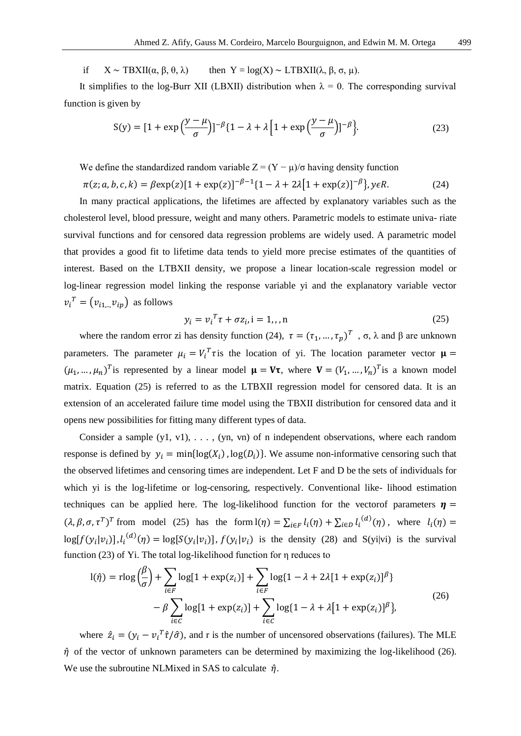if $\quad X \sim \text{TBXII}(\alpha, \beta, \theta, \lambda) \quad$ then $\; Y = \log(X) \sim \text{LTBXII}(\lambda, \beta, \sigma, \mu)$.

It simplifies to the log-Burr XII (LBXII) distribution when $\lambda = 0$. The corresponding survival function is given by

$$\text{S(y)} = [1 + \exp\left(\frac{y-\mu}{\sigma}\right)]^{-\beta}\{1 - \lambda + \lambda\left[1 + \exp\left(\frac{y-\mu}{\sigma}\right)\right]^{-\beta}\}. \tag{23}$$

We define the standardized random variable $Z = (Y - \mu)/\sigma$ having density function

$$\pi(z; a, b, c, k) = \beta\exp(z)[1 + \exp(z)]^{-\beta-1}\{1 - \lambda + 2\lambda\left[1 + \exp(z)\right]^{-\beta}\}, y\epsilon R. \tag{24}$$

In many practical applications, the lifetimes are affected by explanatory variables such as the cholesterol level, blood pressure, weight and many others. Parametric models to estimate univa- riate survival functions and for censored data regression problems are widely used. A parametric model that provides a good fit to lifetime data tends to yield more precise estimates of the quantities of interest. Based on the LTBXII density, we propose a linear location-scale regression model or log-linear regression model linking the response variable yi and the explanatory variable vector $v_i^T = (v_{i1,..,} v_{ip})$ as follows

$$y_i = v_i^T\tau + \sigma z_i, \text{i} = 1,, , \text{n} \tag{25}$$

where the random error zi has density function (24), $\tau = (\tau_1, \ldots, \tau_p)^T$ , $\sigma$, $\lambda$ and $\beta$ are unknown parameters. The parameter $\mu_i = V_i^T\tau$ is the location of yi. The location parameter vector $\boldsymbol{\mu} = (\mu_1, \ldots, \mu_n)^T$ is represented by a linear model $\boldsymbol{\mu} = \mathbf{V\tau}$, where $\mathbf{V} = (V_1, \ldots, V_n)^T$ is a known model matrix. Equation (25) is referred to as the LTBXII regression model for censored data. It is an extension of an accelerated failure time model using the TBXII distribution for censored data and it opens new possibilities for fitting many different types of data.

Consider a sample (y1, v1), . . . , (yn, vn) of n independent observations, where each random response is defined by $y_i = \min\{\log(X_i), \log(D_i)\}$. We assume non-informative censoring such that the observed lifetimes and censoring times are independent. Let F and D be the sets of individuals for which yi is the log-lifetime or log-censoring, respectively. Conventional like- lihood estimation techniques can be applied here. The log-likelihood function for the vectorof parameters $\boldsymbol{\eta} = (\lambda, \beta, \sigma, \tau^T)^T$ from model (25) has the form $\text{l}(\eta) = \sum_{i\epsilon F} l_i(\eta) + \sum_{i\epsilon D} l_i^{(d)}(\eta)$, where $l_i(\eta) = \log[f(y_i|v_i)], l_i^{(d)}(\eta) = \log[S(y_i|v_i)]$, $f(y_i|v_i)$ is the density (28) and S(yi|vi) is the survival function (23) of Yi. The total log-likelihood function for η reduces to

$$\begin{aligned}\text{l}(\hat{\eta}) = \text{r}\log\left(\frac{\beta}{\sigma}\right) + \sum_{i\in F}\log[1 + \exp(z_i)] + \sum_{i\in F}\log\{1 - \lambda + 2\lambda[1 + \exp(z_i)]^{\beta}\} \\ - \beta\sum_{i\in C}\log[1 + \exp(z_i)] + \sum_{i\in C}\log\{1 - \lambda + \lambda\left[1 + \exp(z_i)\right]^{\beta}\},\end{aligned} \tag{26}$$

where $\hat{z}_i = (y_i - v_i^T\hat{\tau}/\hat{\sigma})$, and r is the number of uncensored observations (failures). The MLE $\hat{\eta}$ of the vector of unknown parameters can be determined by maximizing the log-likelihood (26). We use the subroutine NLMixed in SAS to calculate $\hat{\eta}$.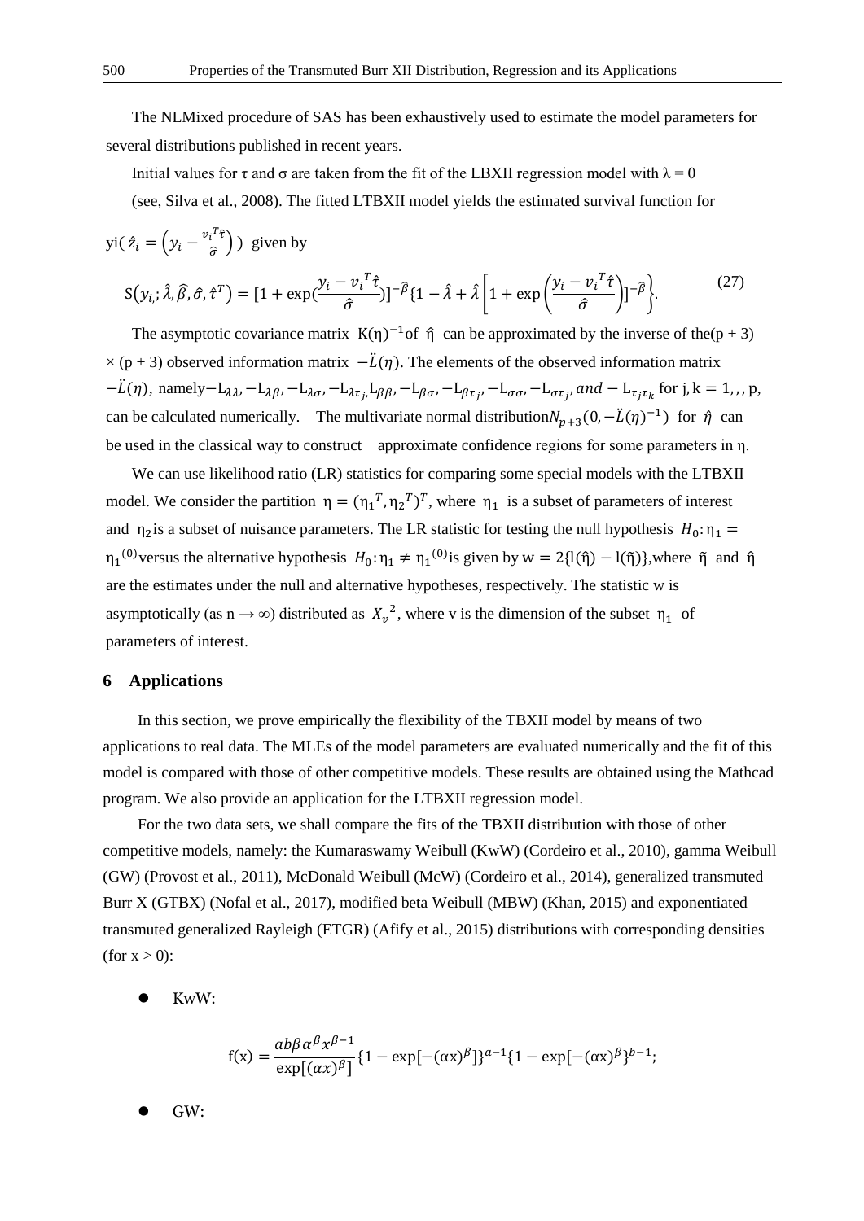The NLMixed procedure of SAS has been exhaustively used to estimate the model parameters for several distributions published in recent years.

Initial values for τ and σ are taken from the fit of the LBXII regression model with λ = 0 (see, Silva et al., 2008). The fitted LTBXII model yields the estimated survival function for yi( $\hat{z}_i = \left(y_i - \frac{v_i^T\hat{\tau}}{\hat{\sigma}}\right)$ ) given by

$$S(y_{i,}; \hat{\lambda}, \hat{\beta}, \hat{\sigma}, \hat{\tau}^T) = [1 + \exp(\frac{y_i - v_i^T\hat{\tau}}{\hat{\sigma}})]^{-\hat{\beta}}\{1 - \hat{\lambda} + \hat{\lambda}\left[1 + \exp\left(\frac{y_i - v_i^T\hat{\tau}}{\hat{\sigma}}\right)\right]^{-\hat{\beta}}\}. \tag{27}$$

The asymptotic covariance matrix $K(\eta)^{-1}$ of $\hat{\eta}$ can be approximated by the inverse of the(p + 3) × (p + 3) observed information matrix $-\ddot{L}(\eta)$. The elements of the observed information matrix $-\ddot{L}(\eta)$, namely $-L_{\lambda\lambda}, -L_{\lambda\beta}, -L_{\lambda\sigma}, -L_{\lambda\tau_j}, L_{\beta\beta}, -L_{\beta\sigma}, -L_{\beta\tau_j}, -L_{\sigma\sigma}, -L_{\sigma\tau_j}, and - L_{\tau_j\tau_k}$ for j, k = 1,, , p, can be calculated numerically. The multivariate normal distribution $N_{p+3}(0, -\ddot{L}(\eta)^{-1})$ for $\hat{\eta}$ can be used in the classical way to construct approximate confidence regions for some parameters in η.

We can use likelihood ratio (LR) statistics for comparing some special models with the LTBXII model. We consider the partition $\eta = (\eta_1{}^T, \eta_2{}^T)^T$, where $\eta_1$ is a subset of parameters of interest and $\eta_2$ is a subset of nuisance parameters. The LR statistic for testing the null hypothesis $H_0: \eta_1 = \eta_1{}^{(0)}$ versus the alternative hypothesis $H_0: \eta_1 \neq \eta_1{}^{(0)}$ is given by $w = 2\{l(\hat{\eta}) - l(\tilde{\eta})\}$, where $\tilde{\eta}$ and $\hat{\eta}$ are the estimates under the null and alternative hypotheses, respectively. The statistic w is asymptotically (as n → ∞) distributed as $X_v{}^2$, where v is the dimension of the subset $\eta_1$ of parameters of interest.

## 6 Applications

In this section, we prove empirically the flexibility of the TBXII model by means of two applications to real data. The MLEs of the model parameters are evaluated numerically and the fit of this model is compared with those of other competitive models. These results are obtained using the Mathcad program. We also provide an application for the LTBXII regression model.

For the two data sets, we shall compare the fits of the TBXII distribution with those of other competitive models, namely: the Kumaraswamy Weibull (KwW) (Cordeiro et al., 2010), gamma Weibull (GW) (Provost et al., 2011), McDonald Weibull (McW) (Cordeiro et al., 2014), generalized transmuted Burr X (GTBX) (Nofal et al., 2017), modified beta Weibull (MBW) (Khan, 2015) and exponentiated transmuted generalized Rayleigh (ETGR) (Afify et al., 2015) distributions with corresponding densities (for x > 0):

- KwW:

$$f(x) = \frac{ab\beta\alpha^{\beta}x^{\beta-1}}{\exp[(\alpha x)^{\beta}]}\{1 - \exp[-(\alpha x)^{\beta}]\}^{a-1}\{1 - \exp[-(\alpha x)^{\beta}\}^{b-1};$$

- GW: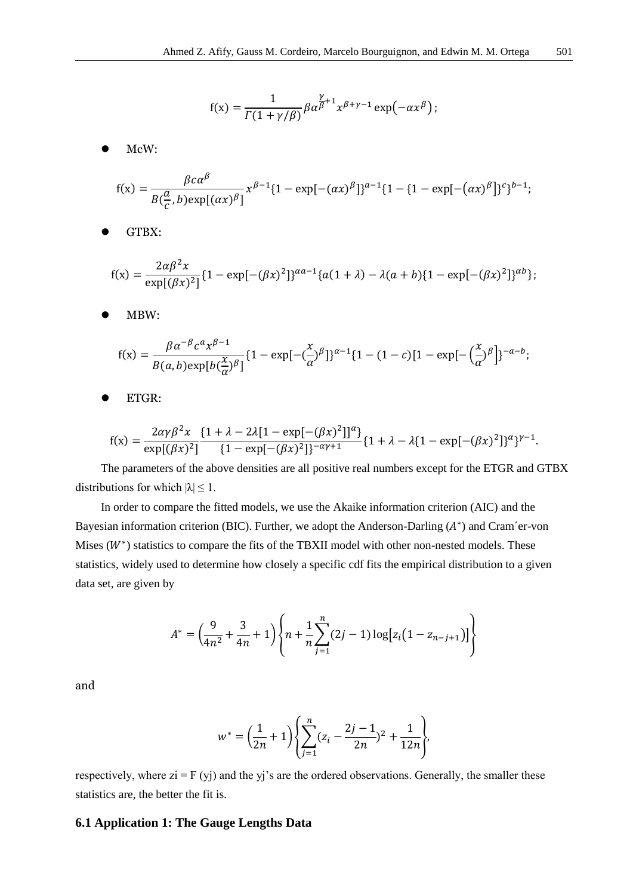$$\mathrm{f(x)} = \frac{1}{\Gamma(1+\gamma/\beta)} \beta \alpha^{\frac{\gamma}{\beta}+1} x^{\beta+\gamma-1} \exp\left(-\alpha x^{\beta}\right);$$

- McW:

$$\mathrm{f(x)} = \frac{\beta c \alpha^{\beta}}{B(\frac{a}{c}, b)\exp[(\alpha x)^{\beta}]} x^{\beta-1} \{1 - \exp[-(\alpha x)^{\beta}]\}^{a-1} \{1 - \{1 - \exp[-(\alpha x)^{\beta}]\}^{c}\}^{b-1};$$

- GTBX:

$$\mathrm{f(x)} = \frac{2\alpha\beta^{2} x}{\exp[(\beta x)^{2}]} \{1 - \exp[-(\beta x)^{2}]\}^{\alpha a-1} \{a(1+\lambda) - \lambda(a+b)\{1 - \exp[-(\beta x)^{2}]\}^{\alpha b}\};$$

- MBW:

$$\mathrm{f(x)} = \frac{\beta \alpha^{-\beta} c^{a} x^{\beta-1}}{B(a,b)\exp[b(\frac{x}{\alpha})^{\beta}]} \{1 - \exp[-(\frac{x}{\alpha})^{\beta}]\}^{\alpha-1} \{1 - (1-c)[1 - \exp[-\left(\frac{x}{\alpha}\right)^{\beta}]\}^{-a-b};$$

- ETGR:

$$\mathrm{f(x)} = \frac{2\alpha\gamma\beta^{2} x}{\exp[(\beta x)^{2}]} \frac{\{1 + \lambda - 2\lambda[1 - \exp[-(\beta x)^{2}]]^{\alpha}\}}{\{1 - \exp[-(\beta x)^{2}]\}^{-\alpha\gamma+1}} \{1 + \lambda - \lambda\{1 - \exp[-(\beta x)^{2}]\}^{\alpha}\}^{\gamma-1}.$$

The parameters of the above densities are all positive real numbers except for the ETGR and GTBX distributions for which $|\lambda| \leq 1$.

In order to compare the fitted models, we use the Akaike information criterion (AIC) and the Bayesian information criterion (BIC). Further, we adopt the Anderson-Darling ($A^{*}$) and Cram´er-von Mises ($W^{*}$) statistics to compare the fits of the TBXII model with other non-nested models. These statistics, widely used to determine how closely a specific cdf fits the empirical distribution to a given data set, are given by

$$A^{*} = \left(\frac{9}{4n^{2}} + \frac{3}{4n} + 1\right) \left\{ n + \frac{1}{n} \sum_{j=1}^{n} (2j-1) \log\left[z_{i}\left(1 - z_{n-j+1}\right)\right] \right\}$$

and

$$w^{*} = \left(\frac{1}{2n} + 1\right) \left\{ \sum_{j=1}^{n} (z_{i} - \frac{2j-1}{2n})^{2} + \frac{1}{12n} \right\},$$

respectively, where $z_i = F(y_j)$ and the $y_j$'s are the ordered observations. Generally, the smaller these statistics are, the better the fit is.

### 6.1 Application 1: The Gauge Lengths Data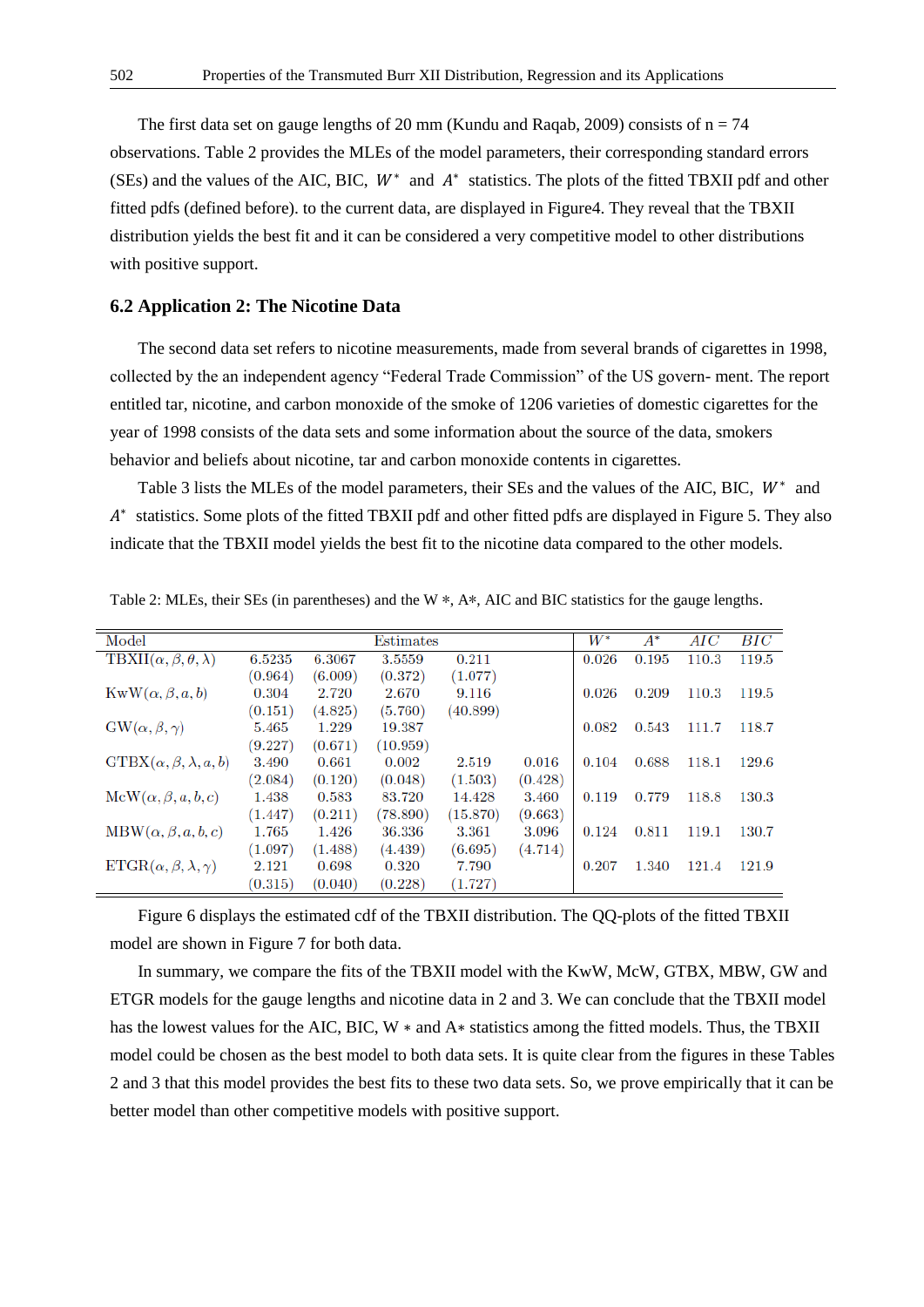The first data set on gauge lengths of 20 mm (Kundu and Raqab, 2009) consists of n = 74 observations. Table 2 provides the MLEs of the model parameters, their corresponding standard errors (SEs) and the values of the AIC, BIC, $W^*$ and $A^*$ statistics. The plots of the fitted TBXII pdf and other fitted pdfs (defined before). to the current data, are displayed in Figure4. They reveal that the TBXII distribution yields the best fit and it can be considered a very competitive model to other distributions with positive support.

### 6.2 Application 2: The Nicotine Data

The second data set refers to nicotine measurements, made from several brands of cigarettes in 1998, collected by the an independent agency "Federal Trade Commission" of the US govern- ment. The report entitled tar, nicotine, and carbon monoxide of the smoke of 1206 varieties of domestic cigarettes for the year of 1998 consists of the data sets and some information about the source of the data, smokers behavior and beliefs about nicotine, tar and carbon monoxide contents in cigarettes.

Table 3 lists the MLEs of the model parameters, their SEs and the values of the AIC, BIC, $W^*$ and $A^*$ statistics. Some plots of the fitted TBXII pdf and other fitted pdfs are displayed in Figure 5. They also indicate that the TBXII model yields the best fit to the nicotine data compared to the other models.

Table 2: MLEs, their SEs (in parentheses) and the W ∗, A∗, AIC and BIC statistics for the gauge lengths.

| Model | Estimates | | | | | $W^*$ | $A^*$ | $AIC$ | $BIC$ |
|---|---|---|---|---|---|---|---|---|---|
| TBXII$(\alpha,\beta,\theta,\lambda)$ | 6.5235 | 6.3067 | 3.5559 | 0.211 | | 0.026 | 0.195 | 110.3 | 119.5 |
| | (0.964) | (6.009) | (0.372) | (1.077) | | | | | |
| KwW$(\alpha,\beta,a,b)$ | 0.304 | 2.720 | 2.670 | 9.116 | | 0.026 | 0.209 | 110.3 | 119.5 |
| | (0.151) | (4.825) | (5.760) | (40.899) | | | | | |
| GW$(\alpha,\beta,\gamma)$ | 5.465 | 1.229 | 19.387 | | | 0.082 | 0.543 | 111.7 | 118.7 |
| | (9.227) | (0.671) | (10.959) | | | | | | |
| GTBX$(\alpha,\beta,\lambda,a,b)$ | 3.490 | 0.661 | 0.002 | 2.519 | 0.016 | 0.104 | 0.688 | 118.1 | 129.6 |
| | (2.084) | (0.120) | (0.048) | (1.503) | (0.428) | | | | |
| McW$(\alpha,\beta,a,b,c)$ | 1.438 | 0.583 | 83.720 | 14.428 | 3.460 | 0.119 | 0.779 | 118.8 | 130.3 |
| | (1.447) | (0.211) | (78.890) | (15.870) | (9.663) | | | | |
| MBW$(\alpha,\beta,a,b,c)$ | 1.765 | 1.426 | 36.336 | 3.361 | 3.096 | 0.124 | 0.811 | 119.1 | 130.7 |
| | (1.097) | (1.488) | (4.439) | (6.695) | (4.714) | | | | |
| ETGR$(\alpha,\beta,\lambda,\gamma)$ | 2.121 | 0.698 | 0.320 | 7.790 | | 0.207 | 1.340 | 121.4 | 121.9 |
| | (0.315) | (0.040) | (0.228) | (1.727) | | | | | |

Figure 6 displays the estimated cdf of the TBXII distribution. The QQ-plots of the fitted TBXII model are shown in Figure 7 for both data.

In summary, we compare the fits of the TBXII model with the KwW, McW, GTBX, MBW, GW and ETGR models for the gauge lengths and nicotine data in 2 and 3. We can conclude that the TBXII model has the lowest values for the AIC, BIC, W ∗ and A∗ statistics among the fitted models. Thus, the TBXII model could be chosen as the best model to both data sets. It is quite clear from the figures in these Tables 2 and 3 that this model provides the best fits to these two data sets. So, we prove empirically that it can be better model than other competitive models with positive support.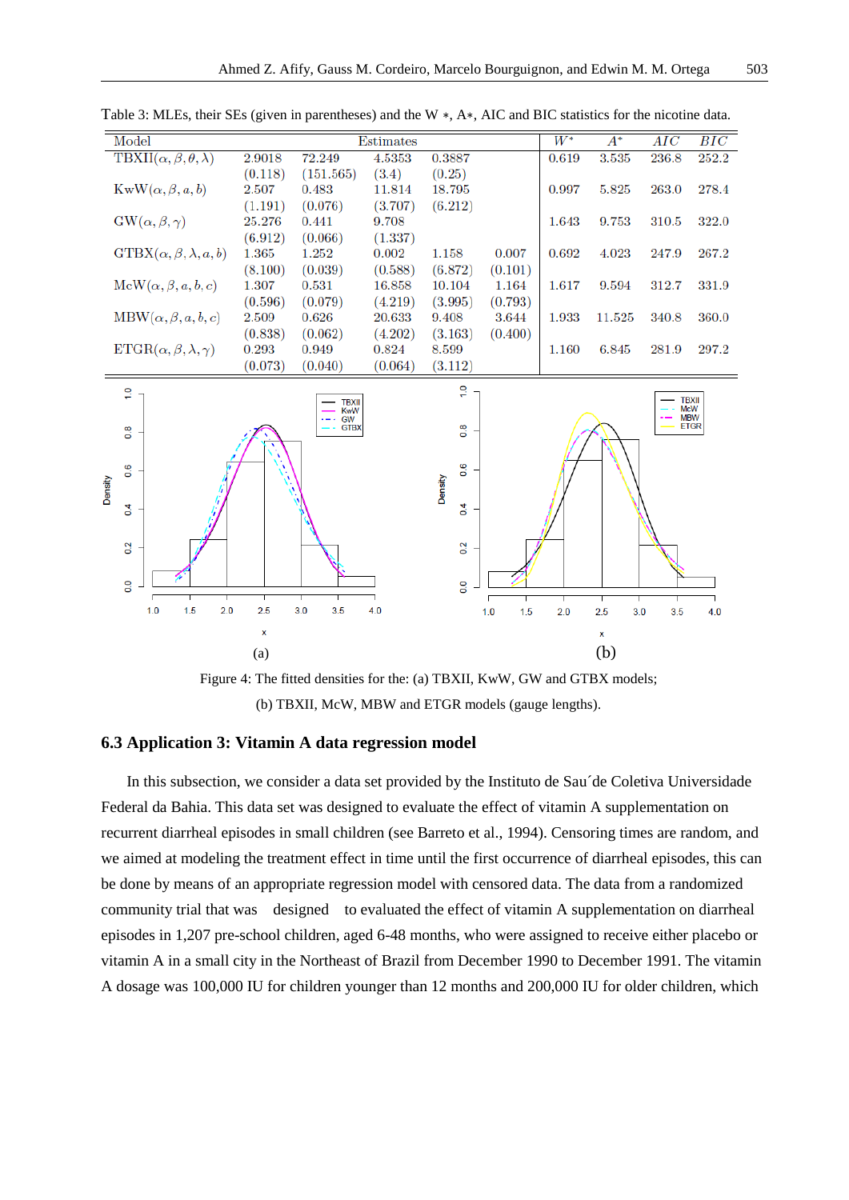Table 3: MLEs, their SEs (given in parentheses) and the W ∗, A∗, AIC and BIC statistics for the nicotine data.

| Model | Estimates | | | | | $W^*$ | $A^*$ | $AIC$ | $BIC$ |
|---|---|---|---|---|---|---|---|---|---|
| TBXII$(\alpha,\beta,\theta,\lambda)$ | 2.9018 | 72.249 | 4.5353 | 0.3887 | | 0.619 | 3.535 | 236.8 | 252.2 |
| | (0.118) | (151.565) | (3.4) | (0.25) | | | | | |
| KwW$(\alpha,\beta,a,b)$ | 2.507 | 0.483 | 11.814 | 18.795 | | 0.997 | 5.825 | 263.0 | 278.4 |
| | (1.191) | (0.076) | (3.707) | (6.212) | | | | | |
| GW$(\alpha,\beta,\gamma)$ | 25.276 | 0.441 | 9.708 | | | 1.643 | 9.753 | 310.5 | 322.0 |
| | (6.912) | (0.066) | (1.337) | | | | | | |
| GTBX$(\alpha,\beta,\lambda,a,b)$ | 1.365 | 1.252 | 0.002 | 1.158 | 0.007 | 0.692 | 4.023 | 247.9 | 267.2 |
| | (8.100) | (0.039) | (0.588) | (6.872) | (0.101) | | | | |
| McW$(\alpha,\beta,a,b,c)$ | 1.307 | 0.531 | 16.858 | 10.104 | 1.164 | 1.617 | 9.594 | 312.7 | 331.9 |
| | (0.596) | (0.079) | (4.219) | (3.995) | (0.793) | | | | |
| MBW$(\alpha,\beta,a,b,c)$ | 2.509 | 0.626 | 20.633 | 9.408 | 3.644 | 1.933 | 11.525 | 340.8 | 360.0 |
| | (0.838) | (0.062) | (4.202) | (3.163) | (0.400) | | | | |
| ETGR$(\alpha,\beta,\lambda,\gamma)$ | 0.293 | 0.949 | 0.824 | 8.599 | | 1.160 | 6.845 | 281.9 | 297.2 |
| | (0.073) | (0.040) | (0.064) | (3.112) | | | | | |

(a) (b)

Figure 4: The fitted densities for the: (a) TBXII, KwW, GW and GTBX models; (b) TBXII, McW, MBW and ETGR models (gauge lengths).

### 6.3 Application 3: Vitamin A data regression model

In this subsection, we consider a data set provided by the Instituto de Sau´de Coletiva Universidade Federal da Bahia. This data set was designed to evaluate the effect of vitamin A supplementation on recurrent diarrheal episodes in small children (see Barreto et al., 1994). Censoring times are random, and we aimed at modeling the treatment effect in time until the first occurrence of diarrheal episodes, this can be done by means of an appropriate regression model with censored data. The data from a randomized community trial that was designed to evaluated the effect of vitamin A supplementation on diarrheal episodes in 1,207 pre-school children, aged 6-48 months, who were assigned to receive either placebo or vitamin A in a small city in the Northeast of Brazil from December 1990 to December 1991. The vitamin A dosage was 100,000 IU for children younger than 12 months and 200,000 IU for older children, which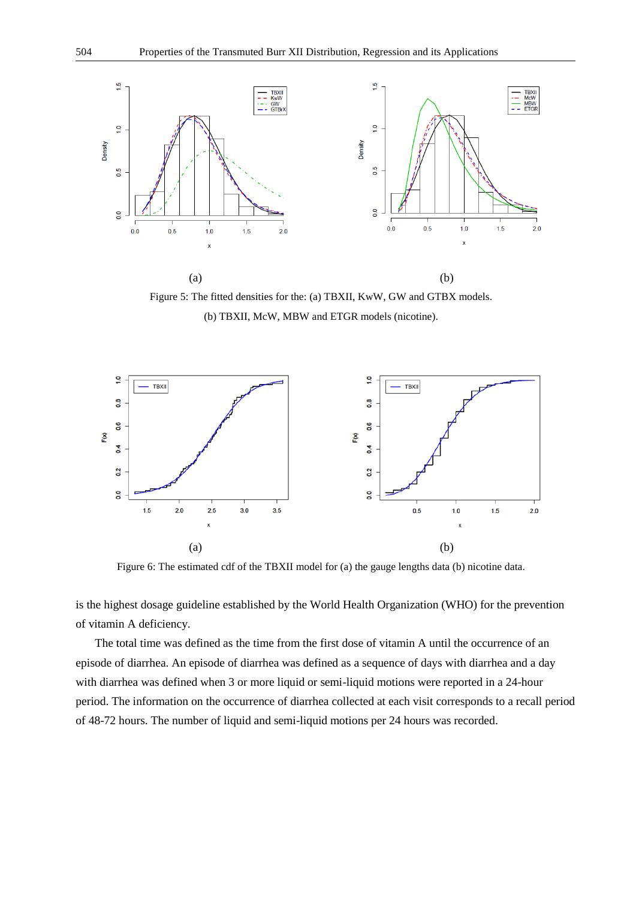(a) (b)

Figure 5: The fitted densities for the: (a) TBXII, KwW, GW and GTBX models. (b) TBXII, McW, MBW and ETGR models (nicotine).

(a) (b)

Figure 6: The estimated cdf of the TBXII model for (a) the gauge lengths data (b) nicotine data.

is the highest dosage guideline established by the World Health Organization (WHO) for the prevention of vitamin A deficiency.

The total time was defined as the time from the first dose of vitamin A until the occurrence of an episode of diarrhea. An episode of diarrhea was defined as a sequence of days with diarrhea and a day with diarrhea was defined when 3 or more liquid or semi-liquid motions were reported in a 24-hour period. The information on the occurrence of diarrhea collected at each visit corresponds to a recall period of 48-72 hours. The number of liquid and semi-liquid motions per 24 hours was recorded.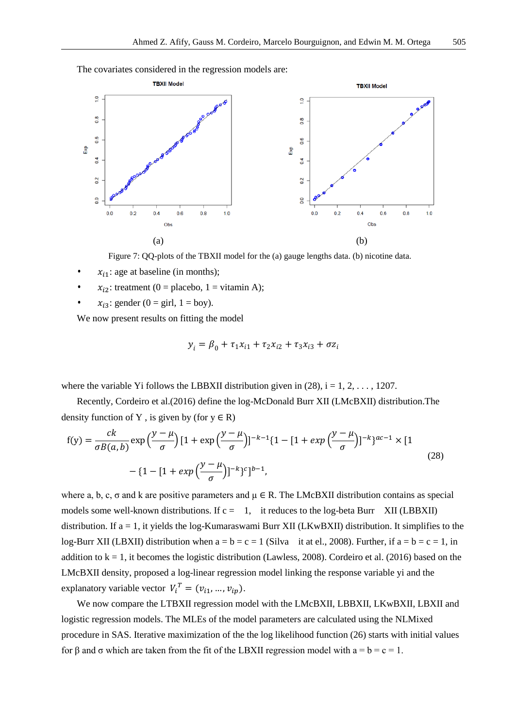The covariates considered in the regression models are:

Figure 7: QQ-plots of the TBXII model for the (a) gauge lengths data. (b) nicotine data.

- $x_{i1}$: age at baseline (in months);
- $x_{i2}$: treatment (0 = placebo, 1 = vitamin A);
- $x_{i3}$: gender (0 = girl, 1 = boy).

We now present results on fitting the model

$$y_i = \beta_0 + \tau_1 x_{i1} + \tau_2 x_{i2} + \tau_3 x_{i3} + \sigma z_i$$

where the variable Yi follows the LBBXII distribution given in (28), i = 1, 2, . . . , 1207.

Recently, Cordeiro et al.(2016) define the log-McDonald Burr XII (LMcBXII) distribution.The density function of Y , is given by (for y ∈ R)

$$f(y) = \frac{ck}{\sigma B(a,b)} \exp\left(\frac{y-\mu}{\sigma}\right) \left[1 + \exp\left(\frac{y-\mu}{\sigma}\right)\right]^{-k-1} \left\{1 - \left[1 + exp\left(\frac{y-\mu}{\sigma}\right)\right]^{-k}\right\}^{ac-1} \times \left[1 - \left\{1 - \left[1 + exp\left(\frac{y-\mu}{\sigma}\right)\right]^{-k}\right\}^{c}\right]^{b-1}, \quad (28)$$

where a, b, c, σ and k are positive parameters and μ ∈ R. The LMcBXII distribution contains as special models some well-known distributions. If c = 1, it reduces to the log-beta Burr XII (LBBXII) distribution. If a = 1, it yields the log-Kumaraswami Burr XII (LKwBXII) distribution. It simplifies to the log-Burr XII (LBXII) distribution when a = b = c = 1 (Silva it at el., 2008). Further, if a = b = c = 1, in addition to k = 1, it becomes the logistic distribution (Lawless, 2008). Cordeiro et al. (2016) based on the LMcBXII density, proposed a log-linear regression model linking the response variable yi and the explanatory variable vector $V_i^T = (v_{i1}, \dots, v_{ip})$.

We now compare the LTBXII regression model with the LMcBXII, LBBXII, LKwBXII, LBXII and logistic regression models. The MLEs of the model parameters are calculated using the NLMixed procedure in SAS. Iterative maximization of the the log likelihood function (26) starts with initial values for β and σ which are taken from the fit of the LBXII regression model with a = b = c = 1.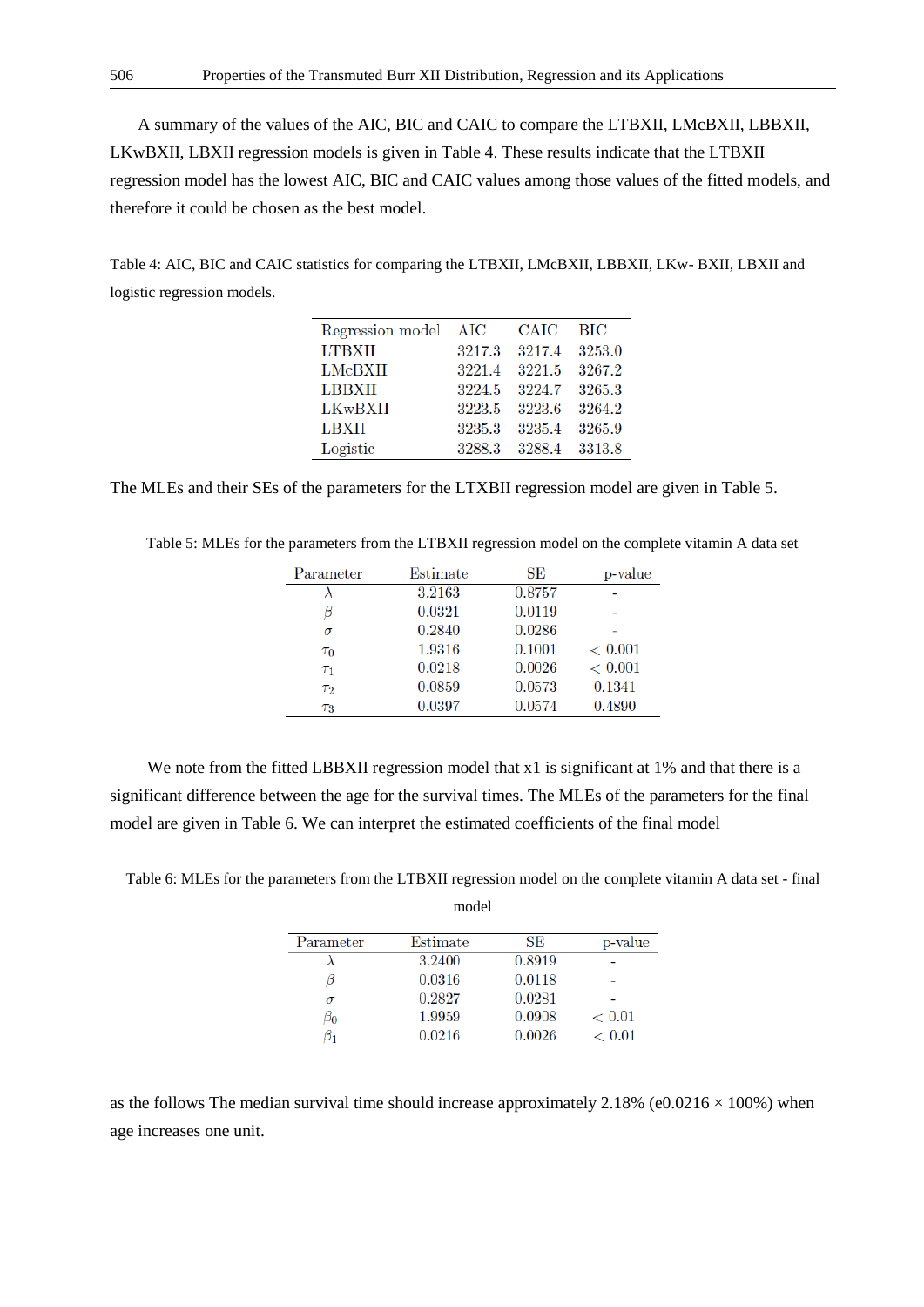A summary of the values of the AIC, BIC and CAIC to compare the LTBXII, LMcBXII, LBBXII, LKwBXII, LBXII regression models is given in Table 4. These results indicate that the LTBXII regression model has the lowest AIC, BIC and CAIC values among those values of the fitted models, and therefore it could be chosen as the best model.

Table 4: AIC, BIC and CAIC statistics for comparing the LTBXII, LMcBXII, LBBXII, LKw- BXII, LBXII and logistic regression models.

| Regression model | AIC | CAIC | BIC |
|---|---|---|---|
| LTBXII | 3217.3 | 3217.4 | 3253.0 |
| LMcBXII | 3221.4 | 3221.5 | 3267.2 |
| LBBXII | 3224.5 | 3224.7 | 3265.3 |
| LKwBXII | 3223.5 | 3223.6 | 3264.2 |
| LBXII | 3235.3 | 3235.4 | 3265.9 |
| Logistic | 3288.3 | 3288.4 | 3313.8 |

The MLEs and their SEs of the parameters for the LTXBII regression model are given in Table 5.

Table 5: MLEs for the parameters from the LTBXII regression model on the complete vitamin A data set

| Parameter | Estimate | SE | p-value |
|---|---|---|---|
| $\lambda$ | 3.2163 | 0.8757 | - |
| $\beta$ | 0.0321 | 0.0119 | - |
| $\sigma$ | 0.2840 | 0.0286 | - |
| $\tau_0$ | 1.9316 | 0.1001 | $< 0.001$ |
| $\tau_1$ | 0.0218 | 0.0026 | $< 0.001$ |
| $\tau_2$ | 0.0859 | 0.0573 | 0.1341 |
| $\tau_3$ | 0.0397 | 0.0574 | 0.4890 |

We note from the fitted LBBXII regression model that x1 is significant at 1% and that there is a significant difference between the age for the survival times. The MLEs of the parameters for the final model are given in Table 6. We can interpret the estimated coefficients of the final model

Table 6: MLEs for the parameters from the LTBXII regression model on the complete vitamin A data set - final model

| Parameter | Estimate | SE | p-value |
|---|---|---|---|
| $\lambda$ | 3.2400 | 0.8919 | - |
| $\beta$ | 0.0316 | 0.0118 | - |
| $\sigma$ | 0.2827 | 0.0281 | - |
| $\beta_0$ | 1.9959 | 0.0908 | $< 0.01$ |
| $\beta_1$ | 0.0216 | 0.0026 | $< 0.01$ |

as the follows The median survival time should increase approximately 2.18% ($e0.0216 \times 100\%$) when age increases one unit.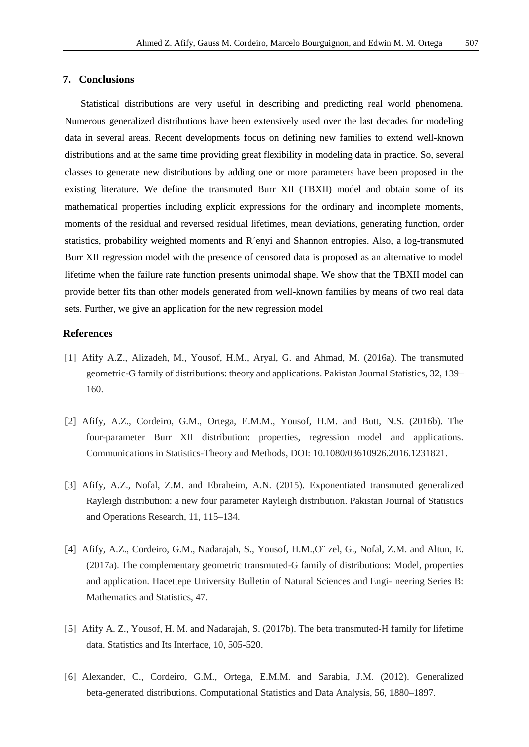## 7. Conclusions

Statistical distributions are very useful in describing and predicting real world phenomena. Numerous generalized distributions have been extensively used over the last decades for modeling data in several areas. Recent developments focus on defining new families to extend well-known distributions and at the same time providing great flexibility in modeling data in practice. So, several classes to generate new distributions by adding one or more parameters have been proposed in the existing literature. We define the transmuted Burr XII (TBXII) model and obtain some of its mathematical properties including explicit expressions for the ordinary and incomplete moments, moments of the residual and reversed residual lifetimes, mean deviations, generating function, order statistics, probability weighted moments and R´enyi and Shannon entropies. Also, a log-transmuted Burr XII regression model with the presence of censored data is proposed as an alternative to model lifetime when the failure rate function presents unimodal shape. We show that the TBXII model can provide better fits than other models generated from well-known families by means of two real data sets. Further, we give an application for the new regression model

## References

[1] Afify A.Z., Alizadeh, M., Yousof, H.M., Aryal, G. and Ahmad, M. (2016a). The transmuted geometric-G family of distributions: theory and applications. Pakistan Journal Statistics, 32, 139–160.

[2] Afify, A.Z., Cordeiro, G.M., Ortega, E.M.M., Yousof, H.M. and Butt, N.S. (2016b). The four-parameter Burr XII distribution: properties, regression model and applications. Communications in Statistics-Theory and Methods, DOI: 10.1080/03610926.2016.1231821.

[3] Afify, A.Z., Nofal, Z.M. and Ebraheim, A.N. (2015). Exponentiated transmuted generalized Rayleigh distribution: a new four parameter Rayleigh distribution. Pakistan Journal of Statistics and Operations Research, 11, 115–134.

[4] Afify, A.Z., Cordeiro, G.M., Nadarajah, S., Yousof, H.M.,O¨ zel, G., Nofal, Z.M. and Altun, E. (2017a). The complementary geometric transmuted-G family of distributions: Model, properties and application. Hacettepe University Bulletin of Natural Sciences and Engi- neering Series B: Mathematics and Statistics, 47.

[5] Afify A. Z., Yousof, H. M. and Nadarajah, S. (2017b). The beta transmuted-H family for lifetime data. Statistics and Its Interface, 10, 505-520.

[6] Alexander, C., Cordeiro, G.M., Ortega, E.M.M. and Sarabia, J.M. (2012). Generalized beta-generated distributions. Computational Statistics and Data Analysis, 56, 1880–1897.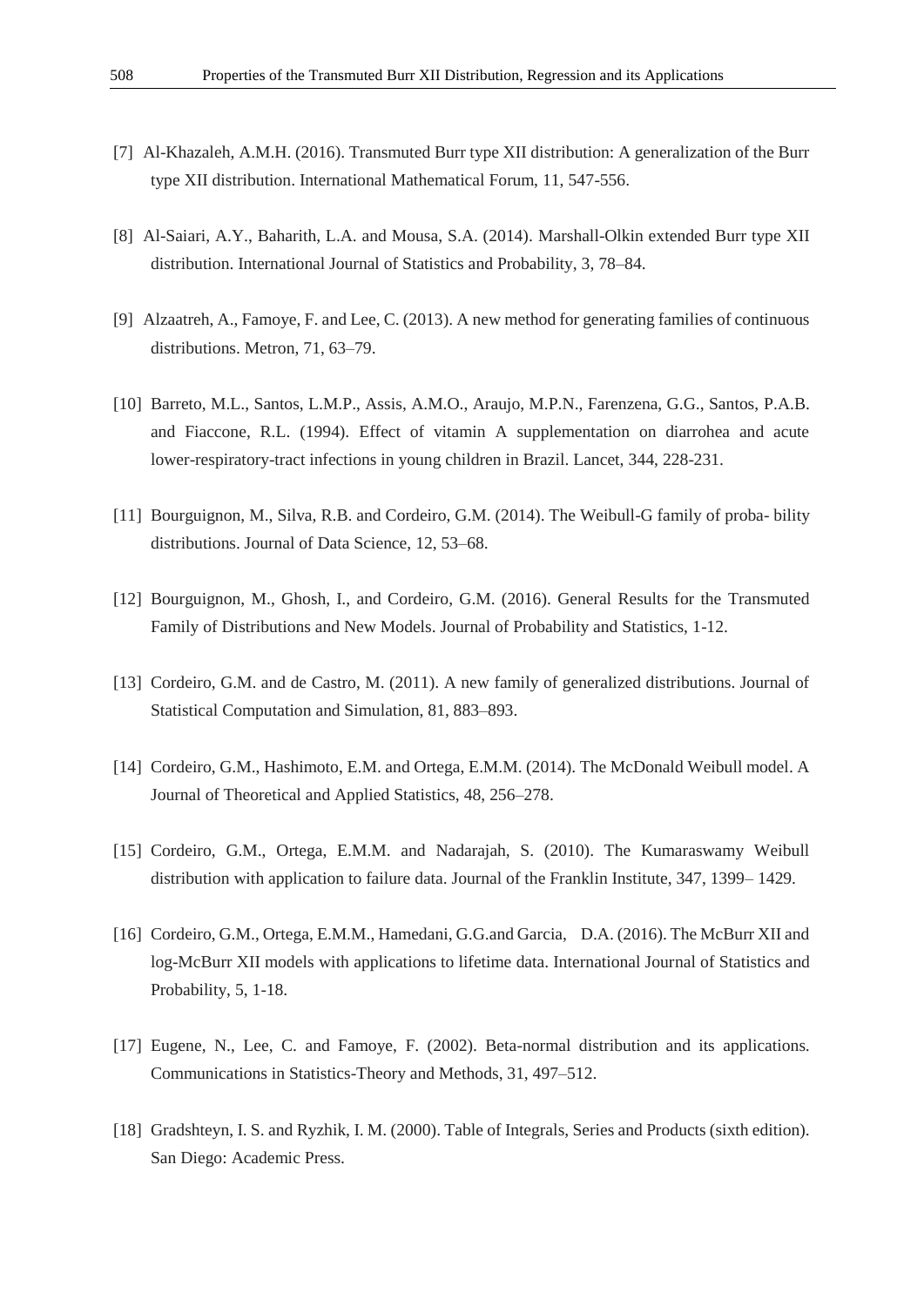[7] Al-Khazaleh, A.M.H. (2016). Transmuted Burr type XII distribution: A generalization of the Burr type XII distribution. International Mathematical Forum, 11, 547-556.

[8] Al-Saiari, A.Y., Baharith, L.A. and Mousa, S.A. (2014). Marshall-Olkin extended Burr type XII distribution. International Journal of Statistics and Probability, 3, 78–84.

[9] Alzaatreh, A., Famoye, F. and Lee, C. (2013). A new method for generating families of continuous distributions. Metron, 71, 63–79.

[10] Barreto, M.L., Santos, L.M.P., Assis, A.M.O., Araujo, M.P.N., Farenzena, G.G., Santos, P.A.B. and Fiaccone, R.L. (1994). Effect of vitamin A supplementation on diarrohea and acute lower-respiratory-tract infections in young children in Brazil. Lancet, 344, 228-231.

[11] Bourguignon, M., Silva, R.B. and Cordeiro, G.M. (2014). The Weibull-G family of proba- bility distributions. Journal of Data Science, 12, 53–68.

[12] Bourguignon, M., Ghosh, I., and Cordeiro, G.M. (2016). General Results for the Transmuted Family of Distributions and New Models. Journal of Probability and Statistics, 1-12.

[13] Cordeiro, G.M. and de Castro, M. (2011). A new family of generalized distributions. Journal of Statistical Computation and Simulation, 81, 883–893.

[14] Cordeiro, G.M., Hashimoto, E.M. and Ortega, E.M.M. (2014). The McDonald Weibull model. A Journal of Theoretical and Applied Statistics, 48, 256–278.

[15] Cordeiro, G.M., Ortega, E.M.M. and Nadarajah, S. (2010). The Kumaraswamy Weibull distribution with application to failure data. Journal of the Franklin Institute, 347, 1399– 1429.

[16] Cordeiro, G.M., Ortega, E.M.M., Hamedani, G.G.and Garcia, D.A. (2016). The McBurr XII and log-McBurr XII models with applications to lifetime data. International Journal of Statistics and Probability, 5, 1-18.

[17] Eugene, N., Lee, C. and Famoye, F. (2002). Beta-normal distribution and its applications. Communications in Statistics-Theory and Methods, 31, 497–512.

[18] Gradshteyn, I. S. and Ryzhik, I. M. (2000). Table of Integrals, Series and Products (sixth edition). San Diego: Academic Press.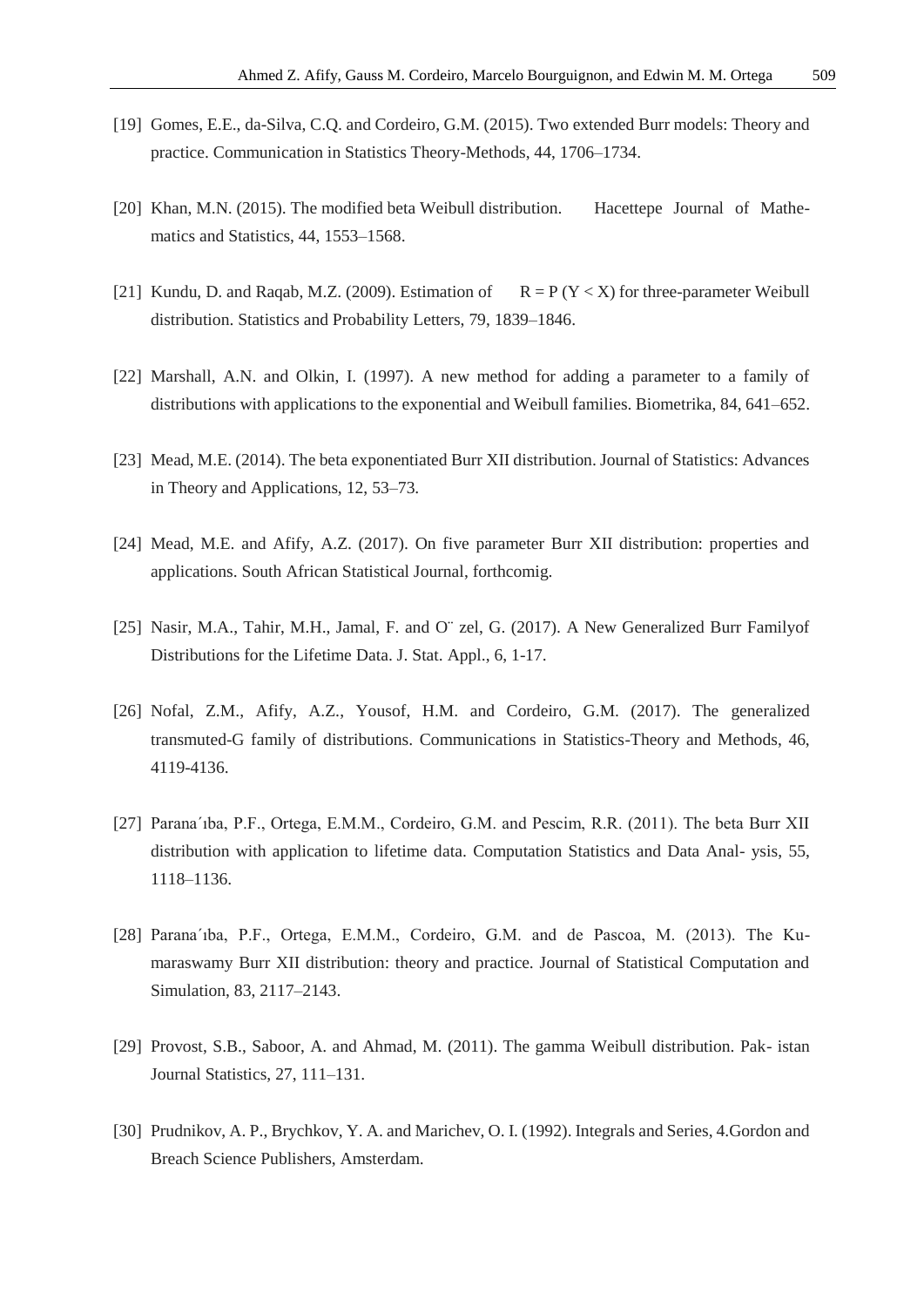[19] Gomes, E.E., da-Silva, C.Q. and Cordeiro, G.M. (2015). Two extended Burr models: Theory and practice. Communication in Statistics Theory-Methods, 44, 1706–1734.

[20] Khan, M.N. (2015). The modified beta Weibull distribution. Hacettepe Journal of Mathematics and Statistics, 44, 1553–1568.

[21] Kundu, D. and Raqab, M.Z. (2009). Estimation of $R = P(Y < X)$ for three-parameter Weibull distribution. Statistics and Probability Letters, 79, 1839–1846.

[22] Marshall, A.N. and Olkin, I. (1997). A new method for adding a parameter to a family of distributions with applications to the exponential and Weibull families. Biometrika, 84, 641–652.

[23] Mead, M.E. (2014). The beta exponentiated Burr XII distribution. Journal of Statistics: Advances in Theory and Applications, 12, 53–73.

[24] Mead, M.E. and Afify, A.Z. (2017). On five parameter Burr XII distribution: properties and applications. South African Statistical Journal, forthcomig.

[25] Nasir, M.A., Tahir, M.H., Jamal, F. and Özel, G. (2017). A New Generalized Burr Familyof Distributions for the Lifetime Data. J. Stat. Appl., 6, 1-17.

[26] Nofal, Z.M., Afify, A.Z., Yousof, H.M. and Cordeiro, G.M. (2017). The generalized transmuted-G family of distributions. Communications in Statistics-Theory and Methods, 46, 4119-4136.

[27] Paranaíba, P.F., Ortega, E.M.M., Cordeiro, G.M. and Pescim, R.R. (2011). The beta Burr XII distribution with application to lifetime data. Computation Statistics and Data Analysis, 55, 1118–1136.

[28] Paranaíba, P.F., Ortega, E.M.M., Cordeiro, G.M. and de Pascoa, M. (2013). The Kumaraswamy Burr XII distribution: theory and practice. Journal of Statistical Computation and Simulation, 83, 2117–2143.

[29] Provost, S.B., Saboor, A. and Ahmad, M. (2011). The gamma Weibull distribution. Pakistan Journal Statistics, 27, 111–131.

[30] Prudnikov, A. P., Brychkov, Y. A. and Marichev, O. I. (1992). Integrals and Series, 4.Gordon and Breach Science Publishers, Amsterdam.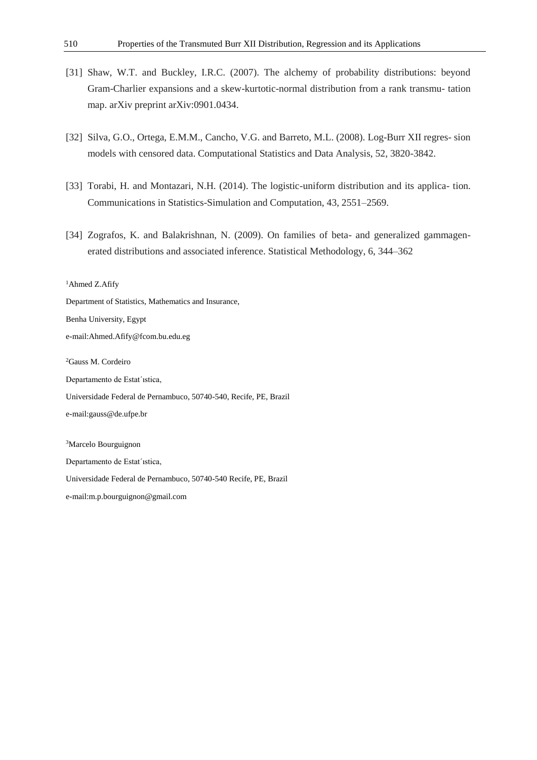[31] Shaw, W.T. and Buckley, I.R.C. (2007). The alchemy of probability distributions: beyond Gram-Charlier expansions and a skew-kurtotic-normal distribution from a rank transmu- tation map. arXiv preprint arXiv:0901.0434.

[32] Silva, G.O., Ortega, E.M.M., Cancho, V.G. and Barreto, M.L. (2008). Log-Burr XII regres- sion models with censored data. Computational Statistics and Data Analysis, 52, 3820-3842.

[33] Torabi, H. and Montazari, N.H. (2014). The logistic-uniform distribution and its applica- tion. Communications in Statistics-Simulation and Computation, 43, 2551–2569.

[34] Zografos, K. and Balakrishnan, N. (2009). On families of beta- and generalized gammagen- erated distributions and associated inference. Statistical Methodology, 6, 344–362

[1]Ahmed Z.Afify

Department of Statistics, Mathematics and Insurance,

Benha University, Egypt

e-mail:Ahmed.Afify@fcom.bu.edu.eg

[2]Gauss M. Cordeiro

Departamento de Estat´ıstica,

Universidade Federal de Pernambuco, 50740-540, Recife, PE, Brazil

e-mail:gauss@de.ufpe.br

[3]Marcelo Bourguignon

Departamento de Estat´ıstica,

Universidade Federal de Pernambuco, 50740-540 Recife, PE, Brazil

e-mail:m.p.bourguignon@gmail.com